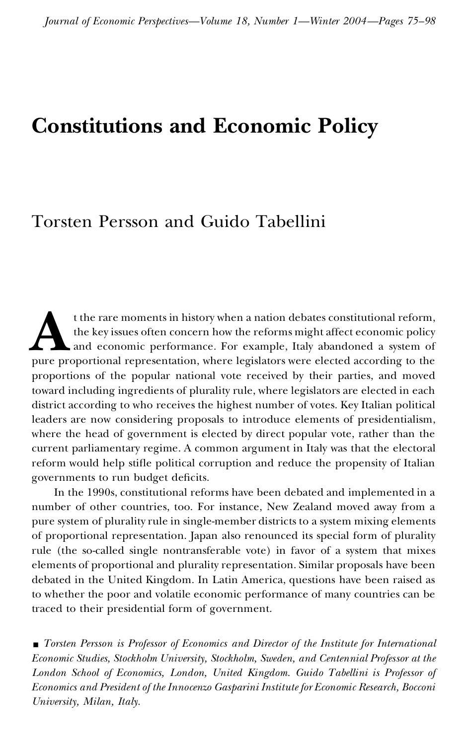# Constitutions and Economic Policy

Torsten Persson and Guido Tabellini

At the rare moments in history when a nation debates constitutional reform, the key issues often concern how the reforms might affect economic policy and economic performance. For example, Italy abandoned a system of pure proportional representation, where legislators were elected according to the proportions of the popular national vote received by their parties, and moved toward including ingredients of plurality rule, where legislators are elected in each district according to who receives the highest number of votes. Key Italian political leaders are now considering proposals to introduce elements of presidentialism, where the head of government is elected by direct popular vote, rather than the current parliamentary regime. A common argument in Italy was that the electoral reform would help stifle political corruption and reduce the propensity of Italian governments to run budget deficits.

In the 1990s, constitutional reforms have been debated and implemented in a number of other countries, too. For instance, New Zealand moved away from a pure system of plurality rule in single-member districts to a system mixing elements of proportional representation. Japan also renounced its special form of plurality rule (the so-called single nontransferable vote) in favor of a system that mixes elements of proportional and plurality representation. Similar proposals have been debated in the United Kingdom. In Latin America, questions have been raised as to whether the poor and volatile economic performance of many countries can be traced to their presidential form of government.

■ *Torsten Persson is Professor of Economics and Director of the Institute for International Economic Studies, Stockholm University, Stockholm, Sweden, and Centennial Professor at the London School of Economics, London, United Kingdom. Guido Tabellini is Professor of Economics and President of the Innocenzo Gasparini Institute for Economic Research, Bocconi University, Milan, Italy.*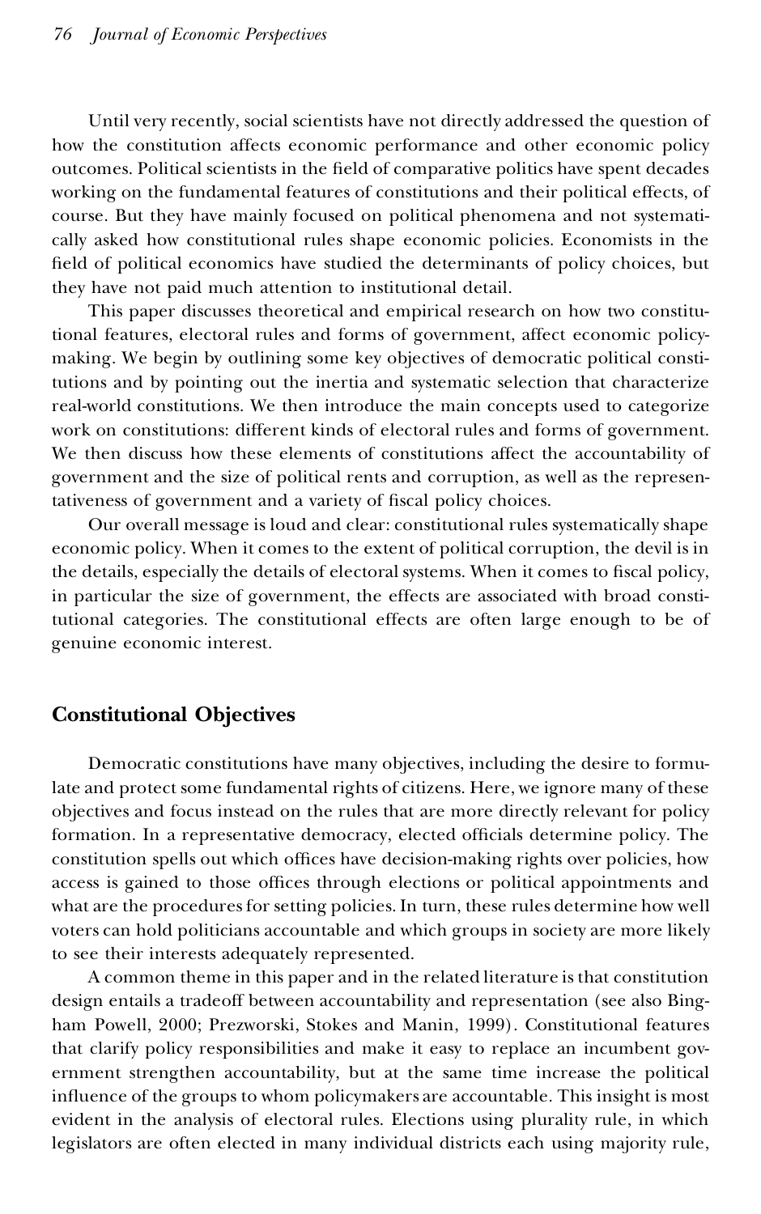Until very recently, social scientists have not directly addressed the question of how the constitution affects economic performance and other economic policy outcomes. Political scientists in the field of comparative politics have spent decades working on the fundamental features of constitutions and their political effects, of course. But they have mainly focused on political phenomena and not systematically asked how constitutional rules shape economic policies. Economists in the field of political economics have studied the determinants of policy choices, but they have not paid much attention to institutional detail.

This paper discusses theoretical and empirical research on how two constitutional features, electoral rules and forms of government, affect economic policymaking. We begin by outlining some key objectives of democratic political constitutions and by pointing out the inertia and systematic selection that characterize real-world constitutions. We then introduce the main concepts used to categorize work on constitutions: different kinds of electoral rules and forms of government. We then discuss how these elements of constitutions affect the accountability of government and the size of political rents and corruption, as well as the representativeness of government and a variety of fiscal policy choices.

Our overall message is loud and clear: constitutional rules systematically shape economic policy. When it comes to the extent of political corruption, the devil is in the details, especially the details of electoral systems. When it comes to fiscal policy, in particular the size of government, the effects are associated with broad constitutional categories. The constitutional effects are often large enough to be of genuine economic interest.

## Constitutional Objectives

Democratic constitutions have many objectives, including the desire to formulate and protect some fundamental rights of citizens. Here, we ignore many of these objectives and focus instead on the rules that are more directly relevant for policy formation. In a representative democracy, elected officials determine policy. The constitution spells out which offices have decision-making rights over policies, how access is gained to those offices through elections or political appointments and what are the procedures for setting policies. In turn, these rules determine how well voters can hold politicians accountable and which groups in society are more likely to see their interests adequately represented.

A common theme in this paper and in the related literature is that constitution design entails a tradeoff between accountability and representation (see also Bingham Powell, 2000; Prezworski, Stokes and Manin, 1999). Constitutional features that clarify policy responsibilities and make it easy to replace an incumbent government strengthen accountability, but at the same time increase the political influence of the groups to whom policymakers are accountable. This insight is most evident in the analysis of electoral rules. Elections using plurality rule, in which legislators are often elected in many individual districts each using majority rule,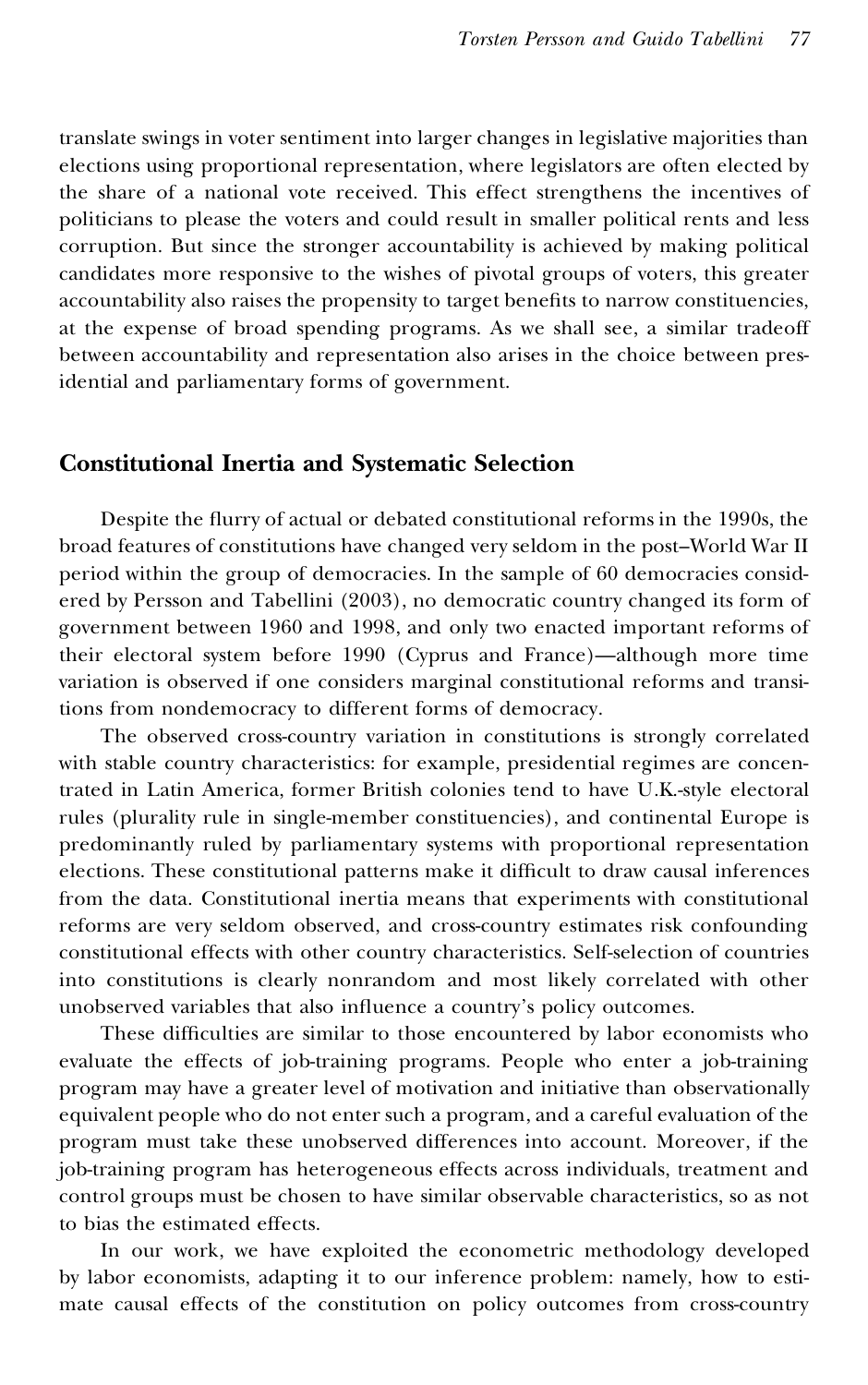translate swings in voter sentiment into larger changes in legislative majorities than elections using proportional representation, where legislators are often elected by the share of a national vote received. This effect strengthens the incentives of politicians to please the voters and could result in smaller political rents and less corruption. But since the stronger accountability is achieved by making political candidates more responsive to the wishes of pivotal groups of voters, this greater accountability also raises the propensity to target benefits to narrow constituencies, at the expense of broad spending programs. As we shall see, a similar tradeoff between accountability and representation also arises in the choice between presidential and parliamentary forms of government.

## Constitutional Inertia and Systematic Selection

Despite the flurry of actual or debated constitutional reforms in the 1990s, the broad features of constitutions have changed very seldom in the post–World War II period within the group of democracies. In the sample of 60 democracies considered by Persson and Tabellini (2003), no democratic country changed its form of government between 1960 and 1998, and only two enacted important reforms of their electoral system before 1990 (Cyprus and France)—although more time variation is observed if one considers marginal constitutional reforms and transitions from nondemocracy to different forms of democracy.

The observed cross-country variation in constitutions is strongly correlated with stable country characteristics: for example, presidential regimes are concentrated in Latin America, former British colonies tend to have U.K.-style electoral rules (plurality rule in single-member constituencies), and continental Europe is predominantly ruled by parliamentary systems with proportional representation elections. These constitutional patterns make it difficult to draw causal inferences from the data. Constitutional inertia means that experiments with constitutional reforms are very seldom observed, and cross-country estimates risk confounding constitutional effects with other country characteristics. Self-selection of countries into constitutions is clearly nonrandom and most likely correlated with other unobserved variables that also influence a country's policy outcomes.

These difficulties are similar to those encountered by labor economists who evaluate the effects of job-training programs. People who enter a job-training program may have a greater level of motivation and initiative than observationally equivalent people who do not enter such a program, and a careful evaluation of the program must take these unobserved differences into account. Moreover, if the job-training program has heterogeneous effects across individuals, treatment and control groups must be chosen to have similar observable characteristics, so as not to bias the estimated effects.

In our work, we have exploited the econometric methodology developed by labor economists, adapting it to our inference problem: namely, how to estimate causal effects of the constitution on policy outcomes from cross-country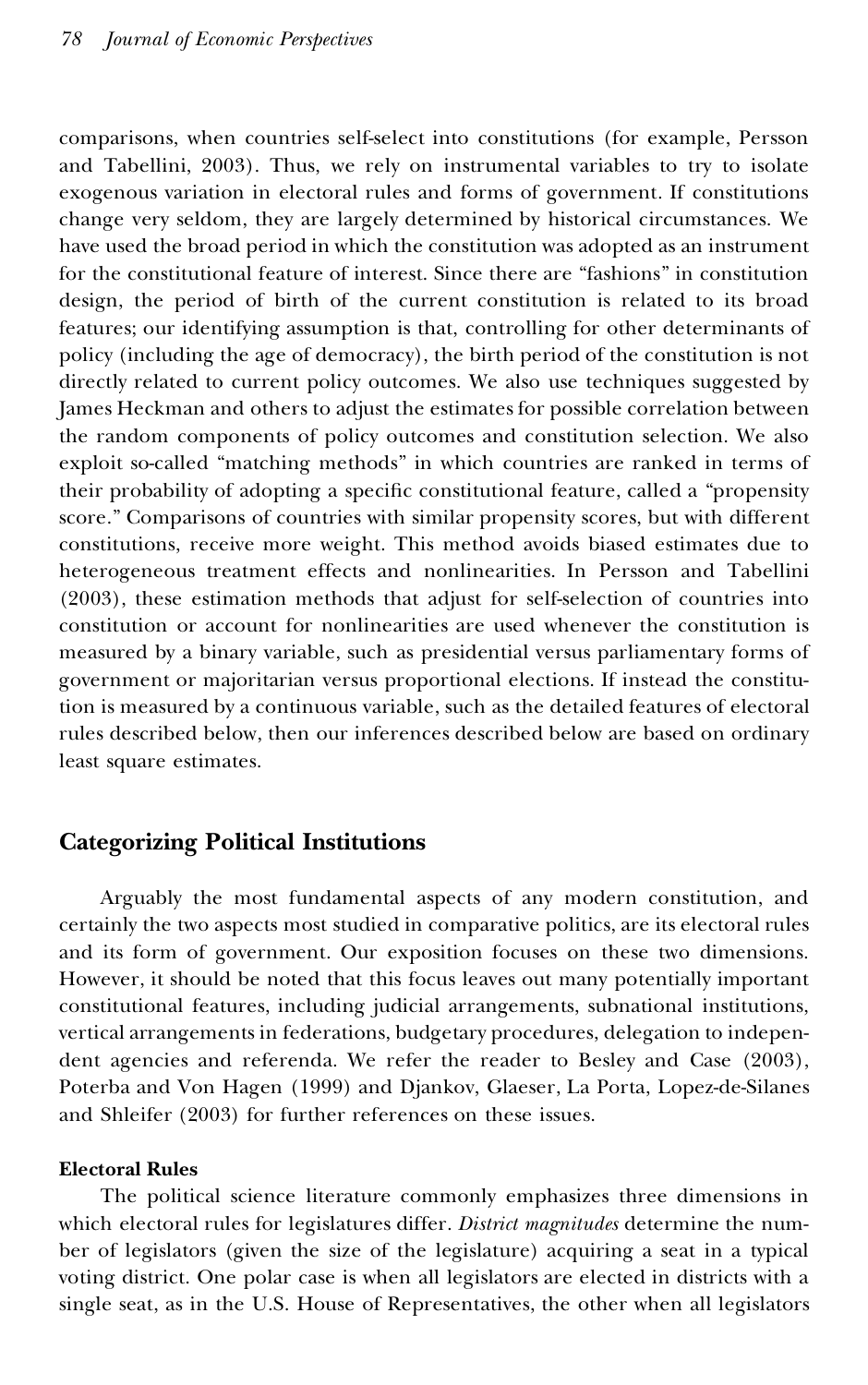comparisons, when countries self-select into constitutions (for example, Persson and Tabellini, 2003). Thus, we rely on instrumental variables to try to isolate exogenous variation in electoral rules and forms of government. If constitutions change very seldom, they are largely determined by historical circumstances. We have used the broad period in which the constitution was adopted as an instrument for the constitutional feature of interest. Since there are "fashions" in constitution design, the period of birth of the current constitution is related to its broad features; our identifying assumption is that, controlling for other determinants of policy (including the age of democracy), the birth period of the constitution is not directly related to current policy outcomes. We also use techniques suggested by James Heckman and others to adjust the estimates for possible correlation between the random components of policy outcomes and constitution selection. We also exploit so-called "matching methods" in which countries are ranked in terms of their probability of adopting a specific constitutional feature, called a "propensity score." Comparisons of countries with similar propensity scores, but with different constitutions, receive more weight. This method avoids biased estimates due to heterogeneous treatment effects and nonlinearities. In Persson and Tabellini (2003), these estimation methods that adjust for self-selection of countries into constitution or account for nonlinearities are used whenever the constitution is measured by a binary variable, such as presidential versus parliamentary forms of government or majoritarian versus proportional elections. If instead the constitution is measured by a continuous variable, such as the detailed features of electoral rules described below, then our inferences described below are based on ordinary least square estimates.

## Categorizing Political Institutions

Arguably the most fundamental aspects of any modern constitution, and certainly the two aspects most studied in comparative politics, are its electoral rules and its form of government. Our exposition focuses on these two dimensions. However, it should be noted that this focus leaves out many potentially important constitutional features, including judicial arrangements, subnational institutions, vertical arrangements in federations, budgetary procedures, delegation to independent agencies and referenda. We refer the reader to Besley and Case (2003), Poterba and Von Hagen (1999) and Djankov, Glaeser, La Porta, Lopez-de-Silanes and Shleifer (2003) for further references on these issues.

### Electoral Rules

The political science literature commonly emphasizes three dimensions in which electoral rules for legislatures differ. *District magnitudes* determine the number of legislators (given the size of the legislature) acquiring a seat in a typical voting district. One polar case is when all legislators are elected in districts with a single seat, as in the U.S. House of Representatives, the other when all legislators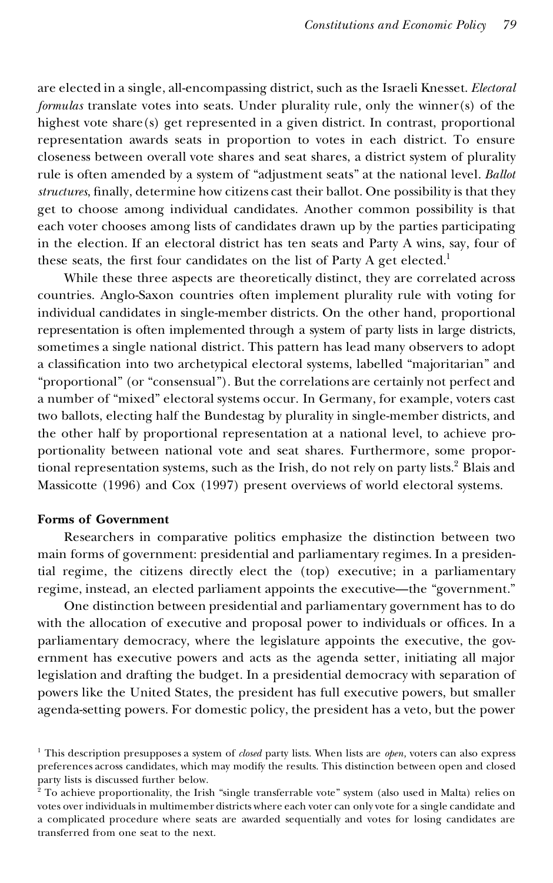are elected in a single, all-encompassing district, such as the Israeli Knesset. *Electoral formulas* translate votes into seats. Under plurality rule, only the winner(s) of the highest vote share(s) get represented in a given district. In contrast, proportional representation awards seats in proportion to votes in each district. To ensure closeness between overall vote shares and seat shares, a district system of plurality rule is often amended by a system of "adjustment seats" at the national level. *Ballot structures*, finally, determine how citizens cast their ballot. One possibility is that they get to choose among individual candidates. Another common possibility is that each voter chooses among lists of candidates drawn up by the parties participating in the election. If an electoral district has ten seats and Party A wins, say, four of these seats, the first four candidates on the list of Party A get elected.[1]

While these three aspects are theoretically distinct, they are correlated across countries. Anglo-Saxon countries often implement plurality rule with voting for individual candidates in single-member districts. On the other hand, proportional representation is often implemented through a system of party lists in large districts, sometimes a single national district. This pattern has lead many observers to adopt a classification into two archetypical electoral systems, labelled "majoritarian" and "proportional" (or "consensual"). But the correlations are certainly not perfect and a number of "mixed" electoral systems occur. In Germany, for example, voters cast two ballots, electing half the Bundestag by plurality in single-member districts, and the other half by proportional representation at a national level, to achieve proportionality between national vote and seat shares. Furthermore, some proportional representation systems, such as the Irish, do not rely on party lists.[2] Blais and Massicotte (1996) and Cox (1997) present overviews of world electoral systems.

**Forms of Government**

Researchers in comparative politics emphasize the distinction between two main forms of government: presidential and parliamentary regimes. In a presidential regime, the citizens directly elect the (top) executive; in a parliamentary regime, instead, an elected parliament appoints the executive—the "government."

One distinction between presidential and parliamentary government has to do with the allocation of executive and proposal power to individuals or offices. In a parliamentary democracy, where the legislature appoints the executive, the government has executive powers and acts as the agenda setter, initiating all major legislation and drafting the budget. In a presidential democracy with separation of powers like the United States, the president has full executive powers, but smaller agenda-setting powers. For domestic policy, the president has a veto, but the power

[1] This description presupposes a system of *closed* party lists. When lists are *open,* voters can also express preferences across candidates, which may modify the results. This distinction between open and closed party lists is discussed further below.

[2] To achieve proportionality, the Irish "single transferrable vote" system (also used in Malta) relies on votes over individuals in multimember districts where each voter can only vote for a single candidate and a complicated procedure where seats are awarded sequentially and votes for losing candidates are transferred from one seat to the next.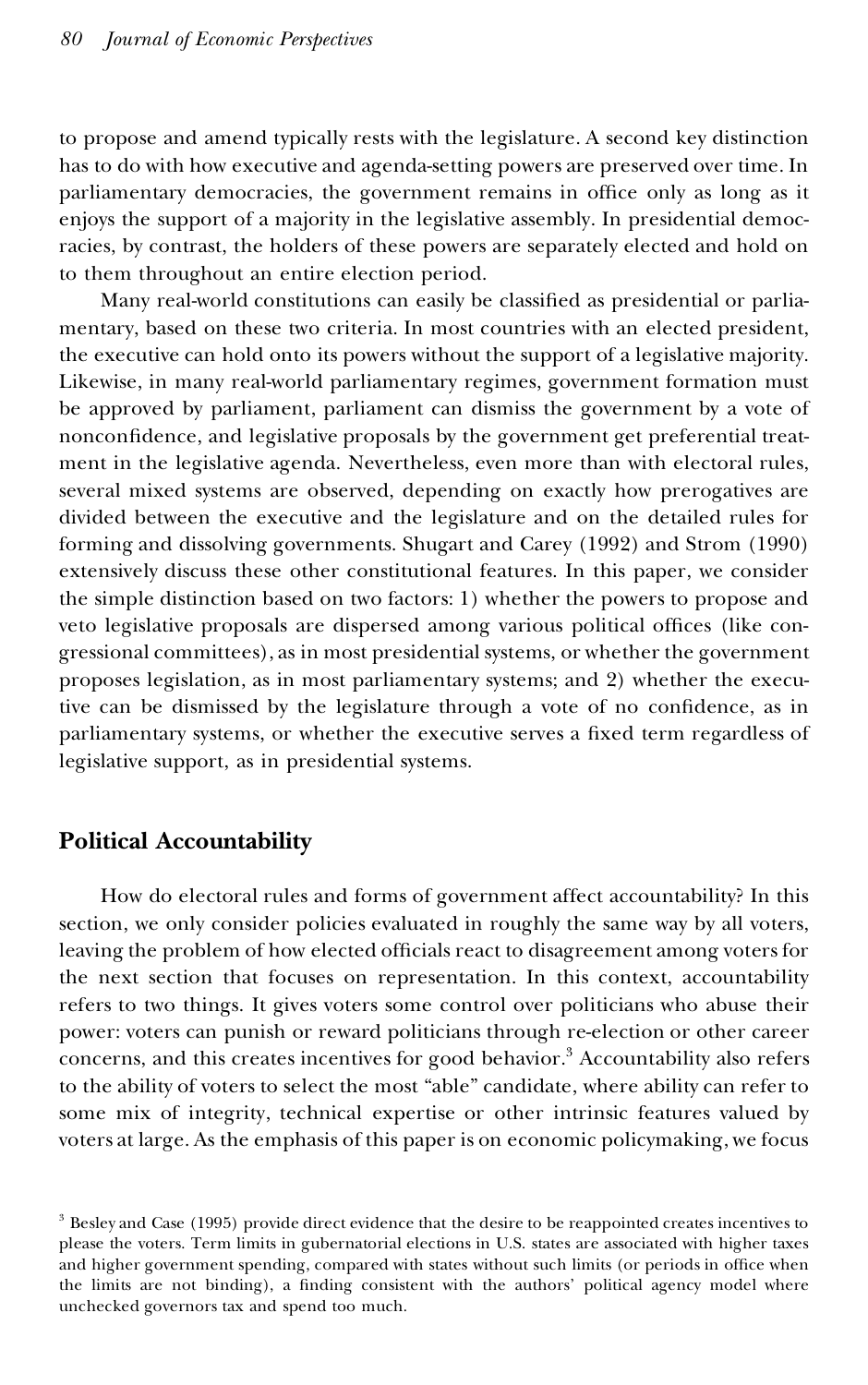to propose and amend typically rests with the legislature. A second key distinction has to do with how executive and agenda-setting powers are preserved over time. In parliamentary democracies, the government remains in office only as long as it enjoys the support of a majority in the legislative assembly. In presidential democracies, by contrast, the holders of these powers are separately elected and hold on to them throughout an entire election period.

Many real-world constitutions can easily be classified as presidential or parliamentary, based on these two criteria. In most countries with an elected president, the executive can hold onto its powers without the support of a legislative majority. Likewise, in many real-world parliamentary regimes, government formation must be approved by parliament, parliament can dismiss the government by a vote of nonconfidence, and legislative proposals by the government get preferential treatment in the legislative agenda. Nevertheless, even more than with electoral rules, several mixed systems are observed, depending on exactly how prerogatives are divided between the executive and the legislature and on the detailed rules for forming and dissolving governments. Shugart and Carey (1992) and Strom (1990) extensively discuss these other constitutional features. In this paper, we consider the simple distinction based on two factors: 1) whether the powers to propose and veto legislative proposals are dispersed among various political offices (like congressional committees), as in most presidential systems, or whether the government proposes legislation, as in most parliamentary systems; and 2) whether the executive can be dismissed by the legislature through a vote of no confidence, as in parliamentary systems, or whether the executive serves a fixed term regardless of legislative support, as in presidential systems.

## Political Accountability

How do electoral rules and forms of government affect accountability? In this section, we only consider policies evaluated in roughly the same way by all voters, leaving the problem of how elected officials react to disagreement among voters for the next section that focuses on representation. In this context, accountability refers to two things. It gives voters some control over politicians who abuse their power: voters can punish or reward politicians through re-election or other career concerns, and this creates incentives for good behavior.[3] Accountability also refers to the ability of voters to select the most "able" candidate, where ability can refer to some mix of integrity, technical expertise or other intrinsic features valued by voters at large. As the emphasis of this paper is on economic policymaking, we focus

[3] Besley and Case (1995) provide direct evidence that the desire to be reappointed creates incentives to please the voters. Term limits in gubernatorial elections in U.S. states are associated with higher taxes and higher government spending, compared with states without such limits (or periods in office when the limits are not binding), a finding consistent with the authors' political agency model where unchecked governors tax and spend too much.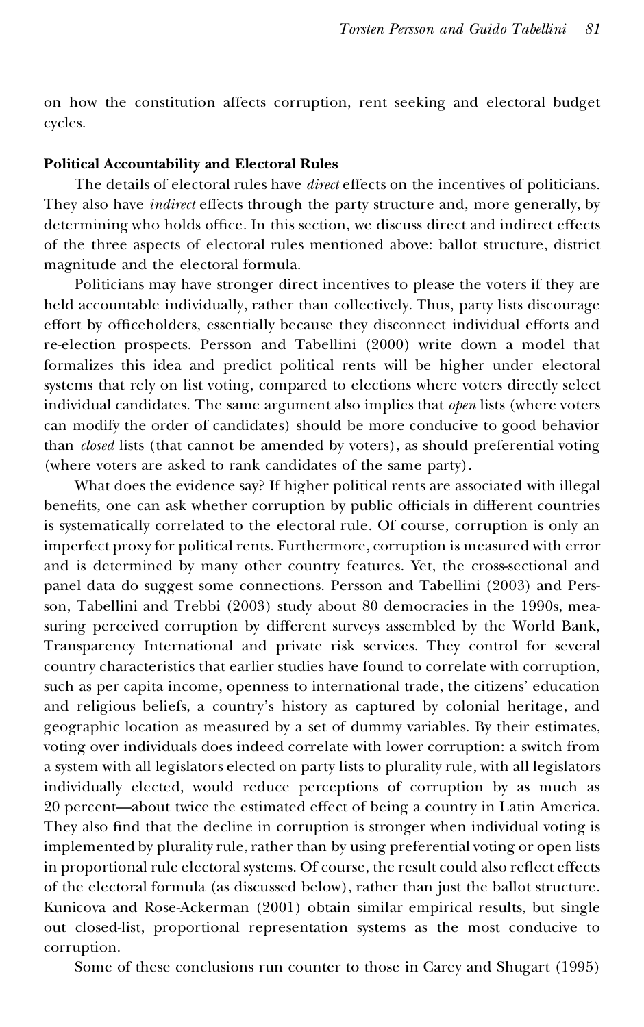on how the constitution affects corruption, rent seeking and electoral budget cycles.

**Political Accountability and Electoral Rules**

The details of electoral rules have *direct* effects on the incentives of politicians. They also have *indirect* effects through the party structure and, more generally, by determining who holds office. In this section, we discuss direct and indirect effects of the three aspects of electoral rules mentioned above: ballot structure, district magnitude and the electoral formula.

Politicians may have stronger direct incentives to please the voters if they are held accountable individually, rather than collectively. Thus, party lists discourage effort by officeholders, essentially because they disconnect individual efforts and re-election prospects. Persson and Tabellini (2000) write down a model that formalizes this idea and predict political rents will be higher under electoral systems that rely on list voting, compared to elections where voters directly select individual candidates. The same argument also implies that *open* lists (where voters can modify the order of candidates) should be more conducive to good behavior than *closed* lists (that cannot be amended by voters), as should preferential voting (where voters are asked to rank candidates of the same party).

What does the evidence say? If higher political rents are associated with illegal benefits, one can ask whether corruption by public officials in different countries is systematically correlated to the electoral rule. Of course, corruption is only an imperfect proxy for political rents. Furthermore, corruption is measured with error and is determined by many other country features. Yet, the cross-sectional and panel data do suggest some connections. Persson and Tabellini (2003) and Persson, Tabellini and Trebbi (2003) study about 80 democracies in the 1990s, measuring perceived corruption by different surveys assembled by the World Bank, Transparency International and private risk services. They control for several country characteristics that earlier studies have found to correlate with corruption, such as per capita income, openness to international trade, the citizens' education and religious beliefs, a country's history as captured by colonial heritage, and geographic location as measured by a set of dummy variables. By their estimates, voting over individuals does indeed correlate with lower corruption: a switch from a system with all legislators elected on party lists to plurality rule, with all legislators individually elected, would reduce perceptions of corruption by as much as 20 percent—about twice the estimated effect of being a country in Latin America. They also find that the decline in corruption is stronger when individual voting is implemented by plurality rule, rather than by using preferential voting or open lists in proportional rule electoral systems. Of course, the result could also reflect effects of the electoral formula (as discussed below), rather than just the ballot structure. Kunicova and Rose-Ackerman (2001) obtain similar empirical results, but single out closed-list, proportional representation systems as the most conducive to corruption.

Some of these conclusions run counter to those in Carey and Shugart (1995)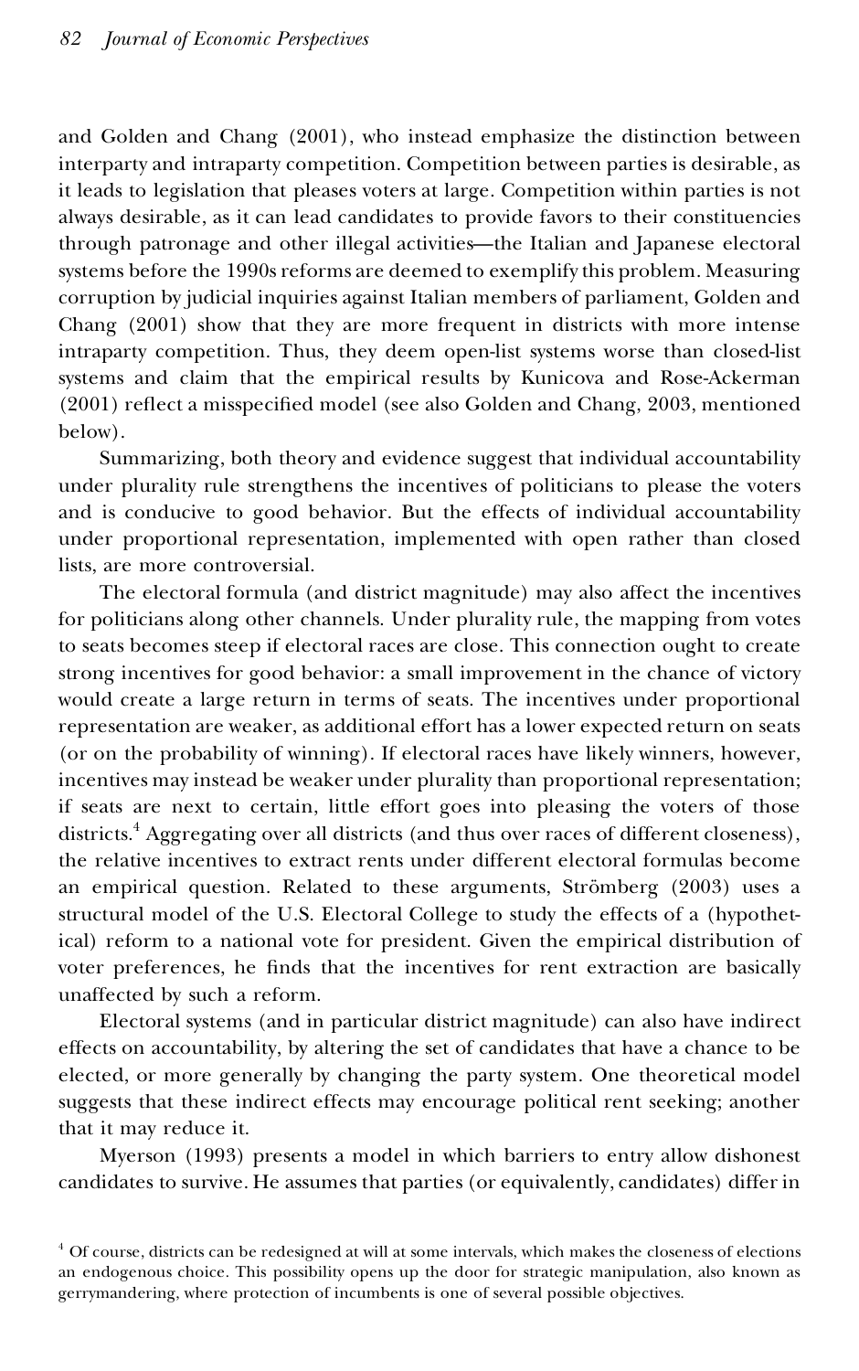and Golden and Chang (2001), who instead emphasize the distinction between interparty and intraparty competition. Competition between parties is desirable, as it leads to legislation that pleases voters at large. Competition within parties is not always desirable, as it can lead candidates to provide favors to their constituencies through patronage and other illegal activities—the Italian and Japanese electoral systems before the 1990s reforms are deemed to exemplify this problem. Measuring corruption by judicial inquiries against Italian members of parliament, Golden and Chang (2001) show that they are more frequent in districts with more intense intraparty competition. Thus, they deem open-list systems worse than closed-list systems and claim that the empirical results by Kunicova and Rose-Ackerman (2001) reflect a misspecified model (see also Golden and Chang, 2003, mentioned below).

Summarizing, both theory and evidence suggest that individual accountability under plurality rule strengthens the incentives of politicians to please the voters and is conducive to good behavior. But the effects of individual accountability under proportional representation, implemented with open rather than closed lists, are more controversial.

The electoral formula (and district magnitude) may also affect the incentives for politicians along other channels. Under plurality rule, the mapping from votes to seats becomes steep if electoral races are close. This connection ought to create strong incentives for good behavior: a small improvement in the chance of victory would create a large return in terms of seats. The incentives under proportional representation are weaker, as additional effort has a lower expected return on seats (or on the probability of winning). If electoral races have likely winners, however, incentives may instead be weaker under plurality than proportional representation; if seats are next to certain, little effort goes into pleasing the voters of those districts.[4] Aggregating over all districts (and thus over races of different closeness), the relative incentives to extract rents under different electoral formulas become an empirical question. Related to these arguments, Strömberg (2003) uses a structural model of the U.S. Electoral College to study the effects of a (hypothetical) reform to a national vote for president. Given the empirical distribution of voter preferences, he finds that the incentives for rent extraction are basically unaffected by such a reform.

Electoral systems (and in particular district magnitude) can also have indirect effects on accountability, by altering the set of candidates that have a chance to be elected, or more generally by changing the party system. One theoretical model suggests that these indirect effects may encourage political rent seeking; another that it may reduce it.

Myerson (1993) presents a model in which barriers to entry allow dishonest candidates to survive. He assumes that parties (or equivalently, candidates) differ in

[4] Of course, districts can be redesigned at will at some intervals, which makes the closeness of elections an endogenous choice. This possibility opens up the door for strategic manipulation, also known as gerrymandering, where protection of incumbents is one of several possible objectives.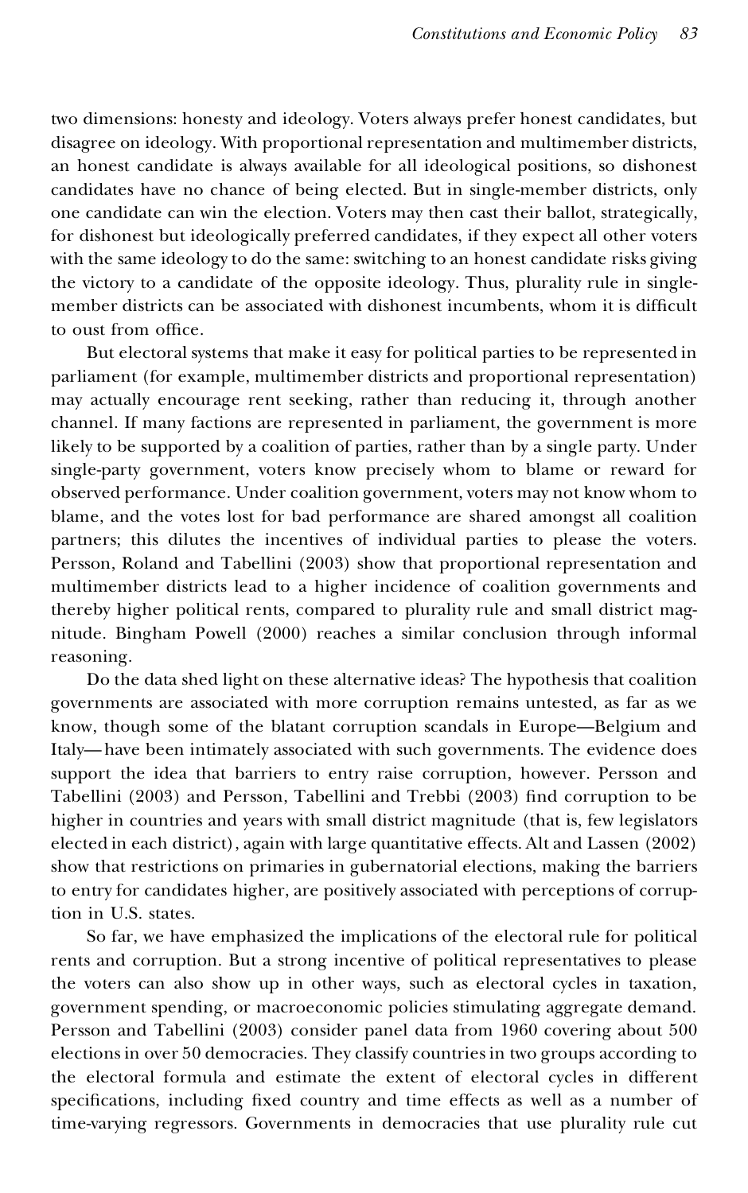two dimensions: honesty and ideology. Voters always prefer honest candidates, but disagree on ideology. With proportional representation and multimember districts, an honest candidate is always available for all ideological positions, so dishonest candidates have no chance of being elected. But in single-member districts, only one candidate can win the election. Voters may then cast their ballot, strategically, for dishonest but ideologically preferred candidates, if they expect all other voters with the same ideology to do the same: switching to an honest candidate risks giving the victory to a candidate of the opposite ideology. Thus, plurality rule in single-member districts can be associated with dishonest incumbents, whom it is difficult to oust from office.

But electoral systems that make it easy for political parties to be represented in parliament (for example, multimember districts and proportional representation) may actually encourage rent seeking, rather than reducing it, through another channel. If many factions are represented in parliament, the government is more likely to be supported by a coalition of parties, rather than by a single party. Under single-party government, voters know precisely whom to blame or reward for observed performance. Under coalition government, voters may not know whom to blame, and the votes lost for bad performance are shared amongst all coalition partners; this dilutes the incentives of individual parties to please the voters. Persson, Roland and Tabellini (2003) show that proportional representation and multimember districts lead to a higher incidence of coalition governments and thereby higher political rents, compared to plurality rule and small district magnitude. Bingham Powell (2000) reaches a similar conclusion through informal reasoning.

Do the data shed light on these alternative ideas? The hypothesis that coalition governments are associated with more corruption remains untested, as far as we know, though some of the blatant corruption scandals in Europe—Belgium and Italy—have been intimately associated with such governments. The evidence does support the idea that barriers to entry raise corruption, however. Persson and Tabellini (2003) and Persson, Tabellini and Trebbi (2003) find corruption to be higher in countries and years with small district magnitude (that is, few legislators elected in each district), again with large quantitative effects. Alt and Lassen (2002) show that restrictions on primaries in gubernatorial elections, making the barriers to entry for candidates higher, are positively associated with perceptions of corruption in U.S. states.

So far, we have emphasized the implications of the electoral rule for political rents and corruption. But a strong incentive of political representatives to please the voters can also show up in other ways, such as electoral cycles in taxation, government spending, or macroeconomic policies stimulating aggregate demand. Persson and Tabellini (2003) consider panel data from 1960 covering about 500 elections in over 50 democracies. They classify countries in two groups according to the electoral formula and estimate the extent of electoral cycles in different specifications, including fixed country and time effects as well as a number of time-varying regressors. Governments in democracies that use plurality rule cut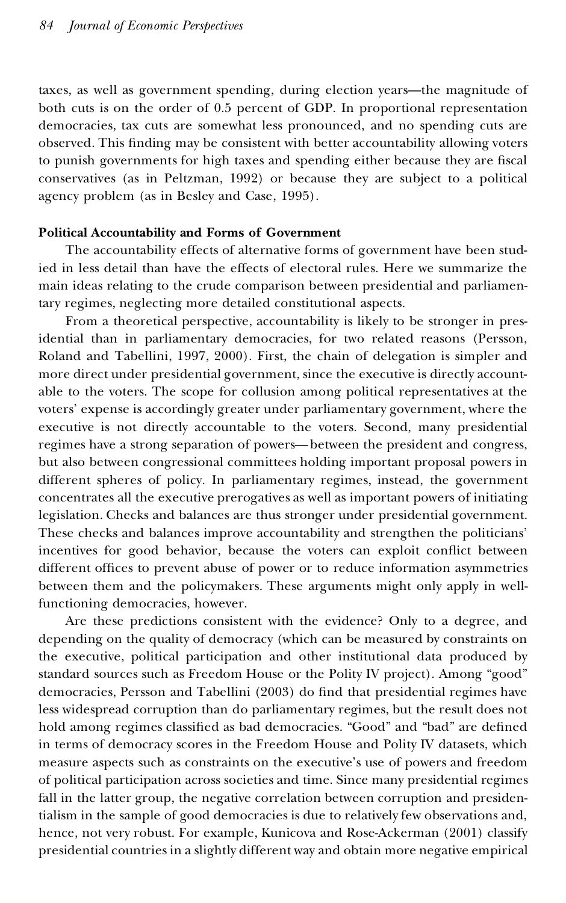taxes, as well as government spending, during election years—the magnitude of both cuts is on the order of 0.5 percent of GDP. In proportional representation democracies, tax cuts are somewhat less pronounced, and no spending cuts are observed. This finding may be consistent with better accountability allowing voters to punish governments for high taxes and spending either because they are fiscal conservatives (as in Peltzman, 1992) or because they are subject to a political agency problem (as in Besley and Case, 1995).

**Political Accountability and Forms of Government**

The accountability effects of alternative forms of government have been studied in less detail than have the effects of electoral rules. Here we summarize the main ideas relating to the crude comparison between presidential and parliamentary regimes, neglecting more detailed constitutional aspects.

From a theoretical perspective, accountability is likely to be stronger in presidential than in parliamentary democracies, for two related reasons (Persson, Roland and Tabellini, 1997, 2000). First, the chain of delegation is simpler and more direct under presidential government, since the executive is directly accountable to the voters. The scope for collusion among political representatives at the voters' expense is accordingly greater under parliamentary government, where the executive is not directly accountable to the voters. Second, many presidential regimes have a strong separation of powers—between the president and congress, but also between congressional committees holding important proposal powers in different spheres of policy. In parliamentary regimes, instead, the government concentrates all the executive prerogatives as well as important powers of initiating legislation. Checks and balances are thus stronger under presidential government. These checks and balances improve accountability and strengthen the politicians' incentives for good behavior, because the voters can exploit conflict between different offices to prevent abuse of power or to reduce information asymmetries between them and the policymakers. These arguments might only apply in well-functioning democracies, however.

Are these predictions consistent with the evidence? Only to a degree, and depending on the quality of democracy (which can be measured by constraints on the executive, political participation and other institutional data produced by standard sources such as Freedom House or the Polity IV project). Among "good" democracies, Persson and Tabellini (2003) do find that presidential regimes have less widespread corruption than do parliamentary regimes, but the result does not hold among regimes classified as bad democracies. "Good" and "bad" are defined in terms of democracy scores in the Freedom House and Polity IV datasets, which measure aspects such as constraints on the executive's use of powers and freedom of political participation across societies and time. Since many presidential regimes fall in the latter group, the negative correlation between corruption and presidentialism in the sample of good democracies is due to relatively few observations and, hence, not very robust. For example, Kunicova and Rose-Ackerman (2001) classify presidential countries in a slightly different way and obtain more negative empirical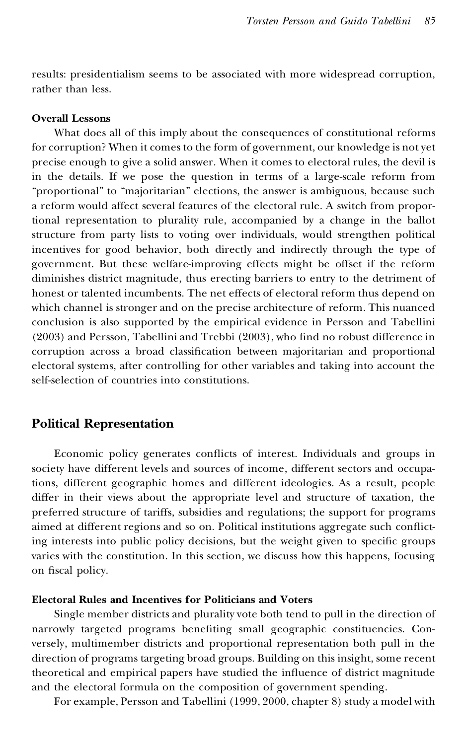results: presidentialism seems to be associated with more widespread corruption, rather than less.

### Overall Lessons

What does all of this imply about the consequences of constitutional reforms for corruption? When it comes to the form of government, our knowledge is not yet precise enough to give a solid answer. When it comes to electoral rules, the devil is in the details. If we pose the question in terms of a large-scale reform from "proportional" to "majoritarian" elections, the answer is ambiguous, because such a reform would affect several features of the electoral rule. A switch from proportional representation to plurality rule, accompanied by a change in the ballot structure from party lists to voting over individuals, would strengthen political incentives for good behavior, both directly and indirectly through the type of government. But these welfare-improving effects might be offset if the reform diminishes district magnitude, thus erecting barriers to entry to the detriment of honest or talented incumbents. The net effects of electoral reform thus depend on which channel is stronger and on the precise architecture of reform. This nuanced conclusion is also supported by the empirical evidence in Persson and Tabellini (2003) and Persson, Tabellini and Trebbi (2003), who find no robust difference in corruption across a broad classification between majoritarian and proportional electoral systems, after controlling for other variables and taking into account the self-selection of countries into constitutions.

## Political Representation

Economic policy generates conflicts of interest. Individuals and groups in society have different levels and sources of income, different sectors and occupations, different geographic homes and different ideologies. As a result, people differ in their views about the appropriate level and structure of taxation, the preferred structure of tariffs, subsidies and regulations; the support for programs aimed at different regions and so on. Political institutions aggregate such conflicting interests into public policy decisions, but the weight given to specific groups varies with the constitution. In this section, we discuss how this happens, focusing on fiscal policy.

### Electoral Rules and Incentives for Politicians and Voters

Single member districts and plurality vote both tend to pull in the direction of narrowly targeted programs benefiting small geographic constituencies. Conversely, multimember districts and proportional representation both pull in the direction of programs targeting broad groups. Building on this insight, some recent theoretical and empirical papers have studied the influence of district magnitude and the electoral formula on the composition of government spending.

For example, Persson and Tabellini (1999, 2000, chapter 8) study a model with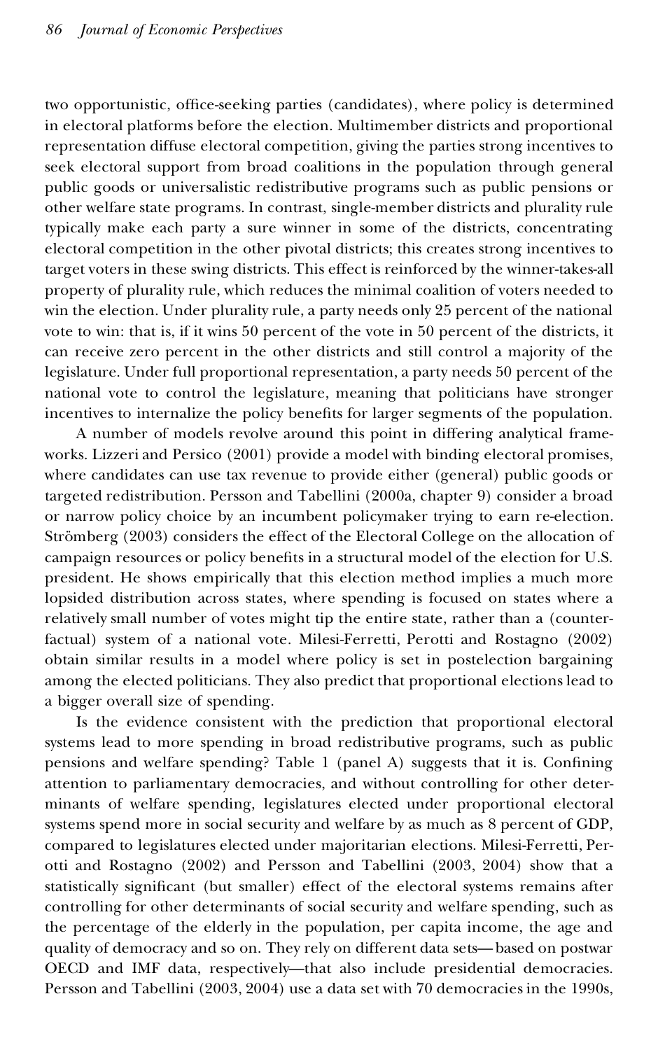two opportunistic, office-seeking parties (candidates), where policy is determined in electoral platforms before the election. Multimember districts and proportional representation diffuse electoral competition, giving the parties strong incentives to seek electoral support from broad coalitions in the population through general public goods or universalistic redistributive programs such as public pensions or other welfare state programs. In contrast, single-member districts and plurality rule typically make each party a sure winner in some of the districts, concentrating electoral competition in the other pivotal districts; this creates strong incentives to target voters in these swing districts. This effect is reinforced by the winner-takes-all property of plurality rule, which reduces the minimal coalition of voters needed to win the election. Under plurality rule, a party needs only 25 percent of the national vote to win: that is, if it wins 50 percent of the vote in 50 percent of the districts, it can receive zero percent in the other districts and still control a majority of the legislature. Under full proportional representation, a party needs 50 percent of the national vote to control the legislature, meaning that politicians have stronger incentives to internalize the policy benefits for larger segments of the population.

A number of models revolve around this point in differing analytical frameworks. Lizzeri and Persico (2001) provide a model with binding electoral promises, where candidates can use tax revenue to provide either (general) public goods or targeted redistribution. Persson and Tabellini (2000a, chapter 9) consider a broad or narrow policy choice by an incumbent policymaker trying to earn re-election. Strömberg (2003) considers the effect of the Electoral College on the allocation of campaign resources or policy benefits in a structural model of the election for U.S. president. He shows empirically that this election method implies a much more lopsided distribution across states, where spending is focused on states where a relatively small number of votes might tip the entire state, rather than a (counterfactual) system of a national vote. Milesi-Ferretti, Perotti and Rostagno (2002) obtain similar results in a model where policy is set in postelection bargaining among the elected politicians. They also predict that proportional elections lead to a bigger overall size of spending.

Is the evidence consistent with the prediction that proportional electoral systems lead to more spending in broad redistributive programs, such as public pensions and welfare spending? Table 1 (panel A) suggests that it is. Confining attention to parliamentary democracies, and without controlling for other determinants of welfare spending, legislatures elected under proportional electoral systems spend more in social security and welfare by as much as 8 percent of GDP, compared to legislatures elected under majoritarian elections. Milesi-Ferretti, Perotti and Rostagno (2002) and Persson and Tabellini (2003, 2004) show that a statistically significant (but smaller) effect of the electoral systems remains after controlling for other determinants of social security and welfare spending, such as the percentage of the elderly in the population, per capita income, the age and quality of democracy and so on. They rely on different data sets—based on postwar OECD and IMF data, respectively—that also include presidential democracies. Persson and Tabellini (2003, 2004) use a data set with 70 democracies in the 1990s,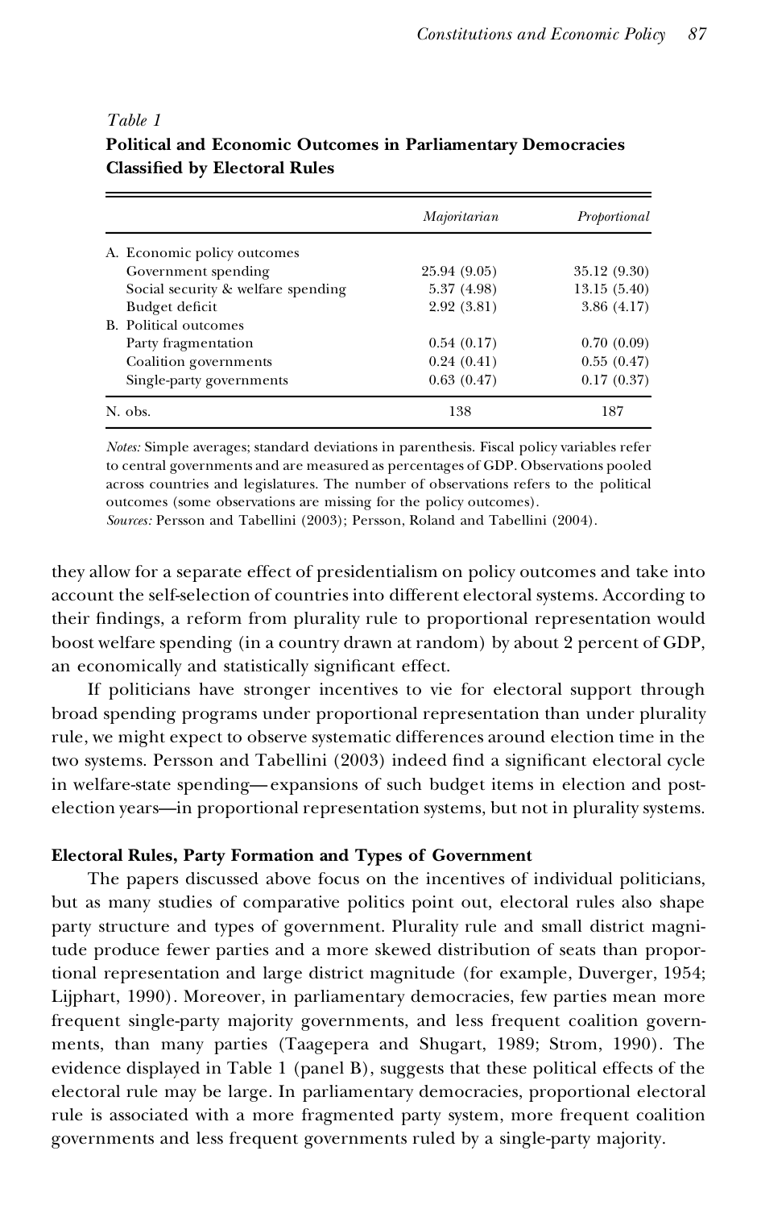*Table 1*
**Political and Economic Outcomes in Parliamentary Democracies Classified by Electoral Rules**

| | *Majoritarian* | *Proportional* |
|---|---|---|
| A. Economic policy outcomes | | |
| Government spending | 25.94 (9.05) | 35.12 (9.30) |
| Social security & welfare spending | 5.37 (4.98) | 13.15 (5.40) |
| Budget deficit | 2.92 (3.81) | 3.86 (4.17) |
| B. Political outcomes | | |
| Party fragmentation | 0.54 (0.17) | 0.70 (0.09) |
| Coalition governments | 0.24 (0.41) | 0.55 (0.47) |
| Single-party governments | 0.63 (0.47) | 0.17 (0.37) |
| N. obs. | 138 | 187 |

*Notes:* Simple averages; standard deviations in parenthesis. Fiscal policy variables refer to central governments and are measured as percentages of GDP. Observations pooled across countries and legislatures. The number of observations refers to the political outcomes (some observations are missing for the policy outcomes).
*Sources:* Persson and Tabellini (2003); Persson, Roland and Tabellini (2004).

they allow for a separate effect of presidentialism on policy outcomes and take into account the self-selection of countries into different electoral systems. According to their findings, a reform from plurality rule to proportional representation would boost welfare spending (in a country drawn at random) by about 2 percent of GDP, an economically and statistically significant effect.

If politicians have stronger incentives to vie for electoral support through broad spending programs under proportional representation than under plurality rule, we might expect to observe systematic differences around election time in the two systems. Persson and Tabellini (2003) indeed find a significant electoral cycle in welfare-state spending—expansions of such budget items in election and post-election years—in proportional representation systems, but not in plurality systems.

### Electoral Rules, Party Formation and Types of Government

The papers discussed above focus on the incentives of individual politicians, but as many studies of comparative politics point out, electoral rules also shape party structure and types of government. Plurality rule and small district magnitude produce fewer parties and a more skewed distribution of seats than proportional representation and large district magnitude (for example, Duverger, 1954; Lijphart, 1990). Moreover, in parliamentary democracies, few parties mean more frequent single-party majority governments, and less frequent coalition governments, than many parties (Taagepera and Shugart, 1989; Strom, 1990). The evidence displayed in Table 1 (panel B), suggests that these political effects of the electoral rule may be large. In parliamentary democracies, proportional electoral rule is associated with a more fragmented party system, more frequent coalition governments and less frequent governments ruled by a single-party majority.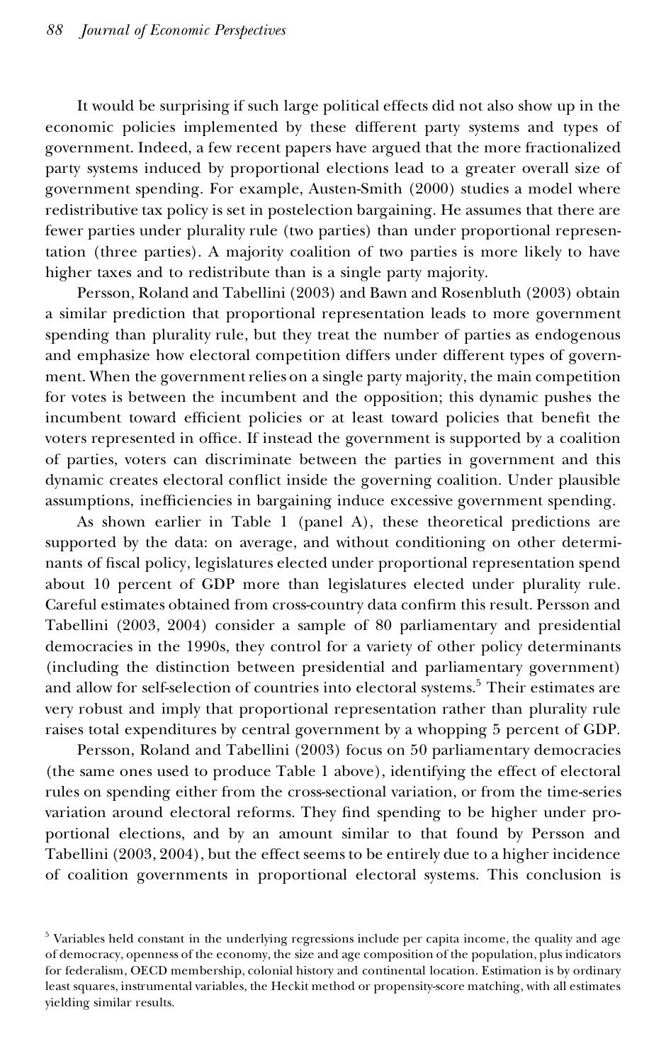It would be surprising if such large political effects did not also show up in the economic policies implemented by these different party systems and types of government. Indeed, a few recent papers have argued that the more fractionalized party systems induced by proportional elections lead to a greater overall size of government spending. For example, Austen-Smith (2000) studies a model where redistributive tax policy is set in postelection bargaining. He assumes that there are fewer parties under plurality rule (two parties) than under proportional representation (three parties). A majority coalition of two parties is more likely to have higher taxes and to redistribute than is a single party majority.

Persson, Roland and Tabellini (2003) and Bawn and Rosenbluth (2003) obtain a similar prediction that proportional representation leads to more government spending than plurality rule, but they treat the number of parties as endogenous and emphasize how electoral competition differs under different types of government. When the government relies on a single party majority, the main competition for votes is between the incumbent and the opposition; this dynamic pushes the incumbent toward efficient policies or at least toward policies that benefit the voters represented in office. If instead the government is supported by a coalition of parties, voters can discriminate between the parties in government and this dynamic creates electoral conflict inside the governing coalition. Under plausible assumptions, inefficiencies in bargaining induce excessive government spending.

As shown earlier in Table 1 (panel A), these theoretical predictions are supported by the data: on average, and without conditioning on other determinants of fiscal policy, legislatures elected under proportional representation spend about 10 percent of GDP more than legislatures elected under plurality rule. Careful estimates obtained from cross-country data confirm this result. Persson and Tabellini (2003, 2004) consider a sample of 80 parliamentary and presidential democracies in the 1990s, they control for a variety of other policy determinants (including the distinction between presidential and parliamentary government) and allow for self-selection of countries into electoral systems.[5] Their estimates are very robust and imply that proportional representation rather than plurality rule raises total expenditures by central government by a whopping 5 percent of GDP.

Persson, Roland and Tabellini (2003) focus on 50 parliamentary democracies (the same ones used to produce Table 1 above), identifying the effect of electoral rules on spending either from the cross-sectional variation, or from the time-series variation around electoral reforms. They find spending to be higher under proportional elections, and by an amount similar to that found by Persson and Tabellini (2003, 2004), but the effect seems to be entirely due to a higher incidence of coalition governments in proportional electoral systems. This conclusion is

[5] Variables held constant in the underlying regressions include per capita income, the quality and age of democracy, openness of the economy, the size and age composition of the population, plus indicators for federalism, OECD membership, colonial history and continental location. Estimation is by ordinary least squares, instrumental variables, the Heckit method or propensity-score matching, with all estimates yielding similar results.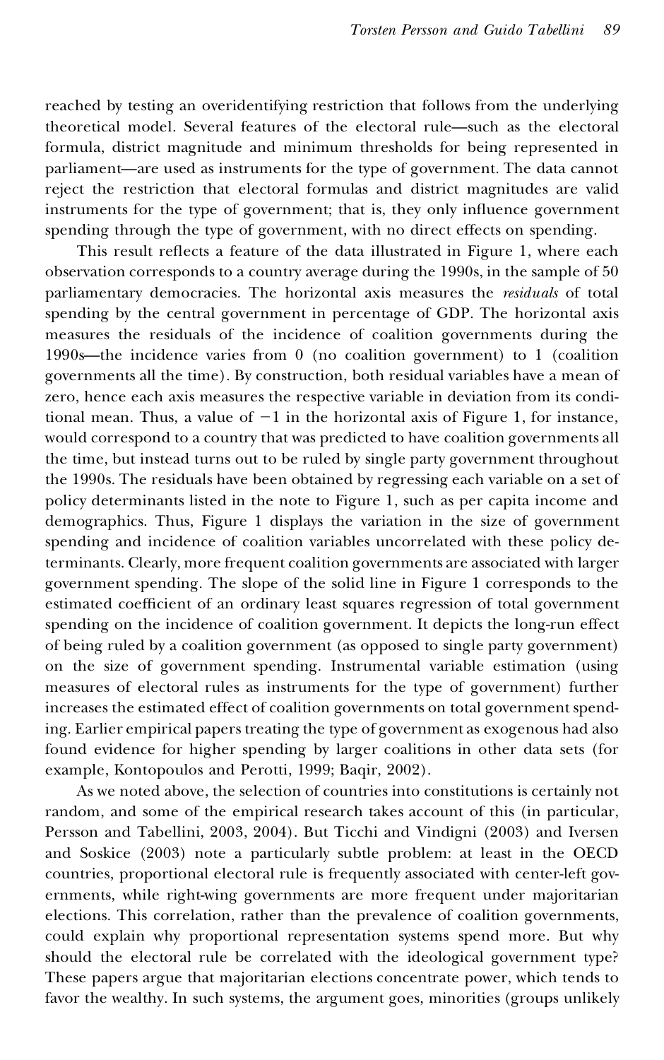reached by testing an overidentifying restriction that follows from the underlying theoretical model. Several features of the electoral rule—such as the electoral formula, district magnitude and minimum thresholds for being represented in parliament—are used as instruments for the type of government. The data cannot reject the restriction that electoral formulas and district magnitudes are valid instruments for the type of government; that is, they only influence government spending through the type of government, with no direct effects on spending.

This result reflects a feature of the data illustrated in Figure 1, where each observation corresponds to a country average during the 1990s, in the sample of 50 parliamentary democracies. The horizontal axis measures the *residuals* of total spending by the central government in percentage of GDP. The horizontal axis measures the residuals of the incidence of coalition governments during the 1990s—the incidence varies from 0 (no coalition government) to 1 (coalition governments all the time). By construction, both residual variables have a mean of zero, hence each axis measures the respective variable in deviation from its conditional mean. Thus, a value of $-1$ in the horizontal axis of Figure 1, for instance, would correspond to a country that was predicted to have coalition governments all the time, but instead turns out to be ruled by single party government throughout the 1990s. The residuals have been obtained by regressing each variable on a set of policy determinants listed in the note to Figure 1, such as per capita income and demographics. Thus, Figure 1 displays the variation in the size of government spending and incidence of coalition variables uncorrelated with these policy determinants. Clearly, more frequent coalition governments are associated with larger government spending. The slope of the solid line in Figure 1 corresponds to the estimated coefficient of an ordinary least squares regression of total government spending on the incidence of coalition government. It depicts the long-run effect of being ruled by a coalition government (as opposed to single party government) on the size of government spending. Instrumental variable estimation (using measures of electoral rules as instruments for the type of government) further increases the estimated effect of coalition governments on total government spending. Earlier empirical papers treating the type of government as exogenous had also found evidence for higher spending by larger coalitions in other data sets (for example, Kontopoulos and Perotti, 1999; Baqir, 2002).

As we noted above, the selection of countries into constitutions is certainly not random, and some of the empirical research takes account of this (in particular, Persson and Tabellini, 2003, 2004). But Ticchi and Vindigni (2003) and Iversen and Soskice (2003) note a particularly subtle problem: at least in the OECD countries, proportional electoral rule is frequently associated with center-left governments, while right-wing governments are more frequent under majoritarian elections. This correlation, rather than the prevalence of coalition governments, could explain why proportional representation systems spend more. But why should the electoral rule be correlated with the ideological government type? These papers argue that majoritarian elections concentrate power, which tends to favor the wealthy. In such systems, the argument goes, minorities (groups unlikely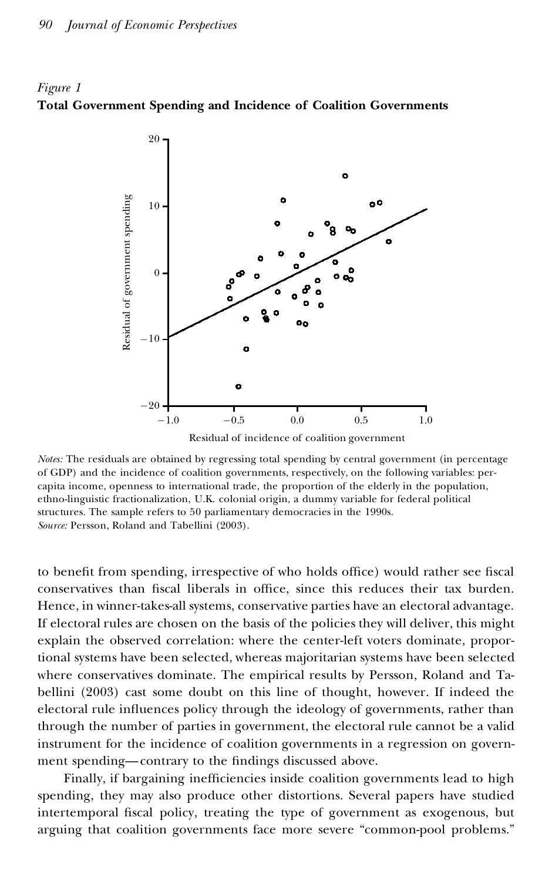*Figure 1*
**Total Government Spending and Incidence of Coalition Governments**

*Notes:* The residuals are obtained by regressing total spending by central government (in percentage of GDP) and the incidence of coalition governments, respectively, on the following variables: per-capita income, openness to international trade, the proportion of the elderly in the population, ethno-linguistic fractionalization, U.K. colonial origin, a dummy variable for federal political structures. The sample refers to 50 parliamentary democracies in the 1990s.
*Source:* Persson, Roland and Tabellini (2003).

to benefit from spending, irrespective of who holds office) would rather see fiscal conservatives than fiscal liberals in office, since this reduces their tax burden. Hence, in winner-takes-all systems, conservative parties have an electoral advantage. If electoral rules are chosen on the basis of the policies they will deliver, this might explain the observed correlation: where the center-left voters dominate, proportional systems have been selected, whereas majoritarian systems have been selected where conservatives dominate. The empirical results by Persson, Roland and Tabellini (2003) cast some doubt on this line of thought, however. If indeed the electoral rule influences policy through the ideology of governments, rather than through the number of parties in government, the electoral rule cannot be a valid instrument for the incidence of coalition governments in a regression on government spending—contrary to the findings discussed above.

Finally, if bargaining inefficiencies inside coalition governments lead to high spending, they may also produce other distortions. Several papers have studied intertemporal fiscal policy, treating the type of government as exogenous, but arguing that coalition governments face more severe "common-pool problems."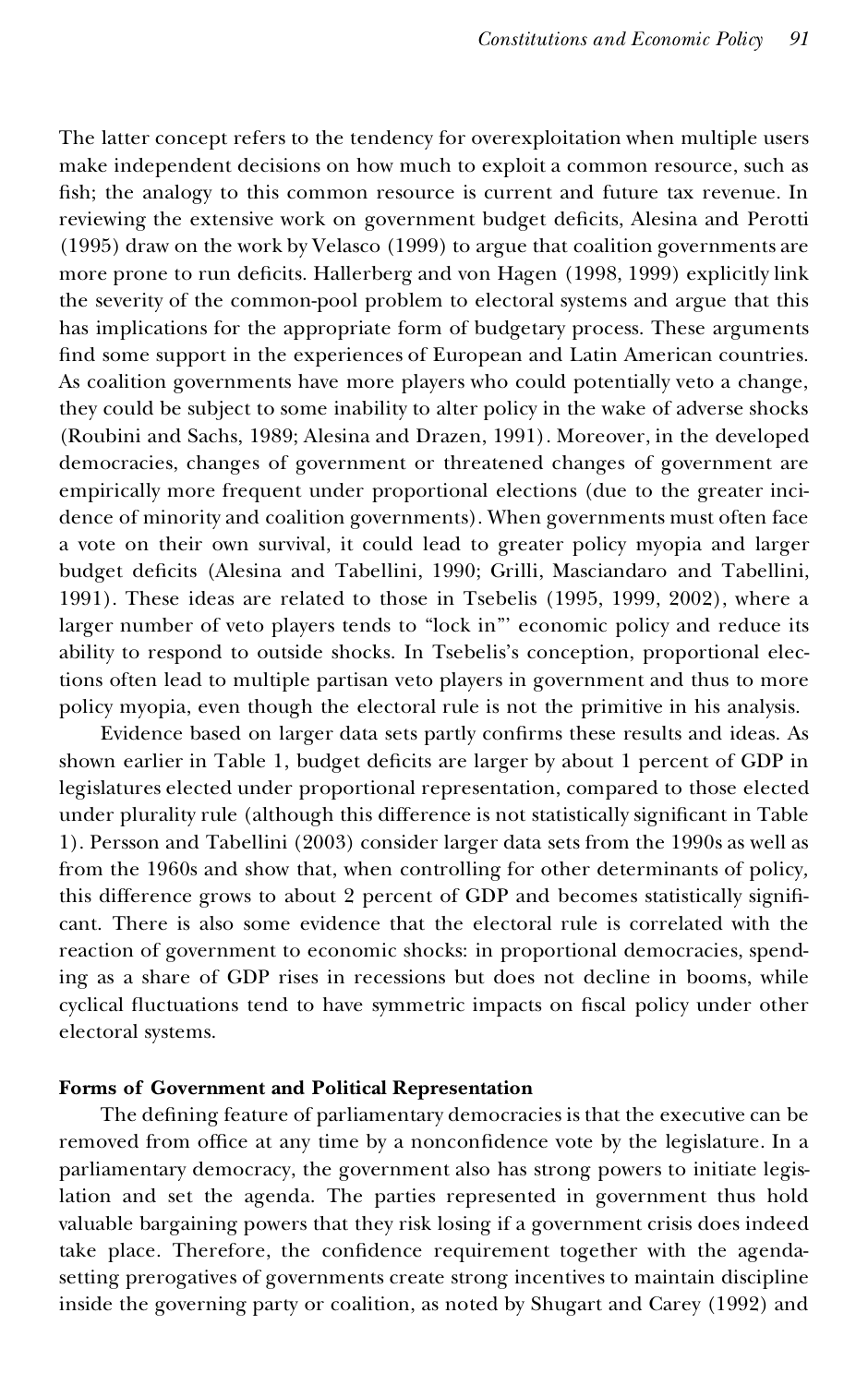The latter concept refers to the tendency for overexploitation when multiple users make independent decisions on how much to exploit a common resource, such as fish; the analogy to this common resource is current and future tax revenue. In reviewing the extensive work on government budget deficits, Alesina and Perotti (1995) draw on the work by Velasco (1999) to argue that coalition governments are more prone to run deficits. Hallerberg and von Hagen (1998, 1999) explicitly link the severity of the common-pool problem to electoral systems and argue that this has implications for the appropriate form of budgetary process. These arguments find some support in the experiences of European and Latin American countries. As coalition governments have more players who could potentially veto a change, they could be subject to some inability to alter policy in the wake of adverse shocks (Roubini and Sachs, 1989; Alesina and Drazen, 1991). Moreover, in the developed democracies, changes of government or threatened changes of government are empirically more frequent under proportional elections (due to the greater incidence of minority and coalition governments). When governments must often face a vote on their own survival, it could lead to greater policy myopia and larger budget deficits (Alesina and Tabellini, 1990; Grilli, Masciandaro and Tabellini, 1991). These ideas are related to those in Tsebelis (1995, 1999, 2002), where a larger number of veto players tends to "lock in"' economic policy and reduce its ability to respond to outside shocks. In Tsebelis's conception, proportional elections often lead to multiple partisan veto players in government and thus to more policy myopia, even though the electoral rule is not the primitive in his analysis.

Evidence based on larger data sets partly confirms these results and ideas. As shown earlier in Table 1, budget deficits are larger by about 1 percent of GDP in legislatures elected under proportional representation, compared to those elected under plurality rule (although this difference is not statistically significant in Table 1). Persson and Tabellini (2003) consider larger data sets from the 1990s as well as from the 1960s and show that, when controlling for other determinants of policy, this difference grows to about 2 percent of GDP and becomes statistically significant. There is also some evidence that the electoral rule is correlated with the reaction of government to economic shocks: in proportional democracies, spending as a share of GDP rises in recessions but does not decline in booms, while cyclical fluctuations tend to have symmetric impacts on fiscal policy under other electoral systems.

**Forms of Government and Political Representation**

The defining feature of parliamentary democracies is that the executive can be removed from office at any time by a nonconfidence vote by the legislature. In a parliamentary democracy, the government also has strong powers to initiate legislation and set the agenda. The parties represented in government thus hold valuable bargaining powers that they risk losing if a government crisis does indeed take place. Therefore, the confidence requirement together with the agenda-setting prerogatives of governments create strong incentives to maintain discipline inside the governing party or coalition, as noted by Shugart and Carey (1992) and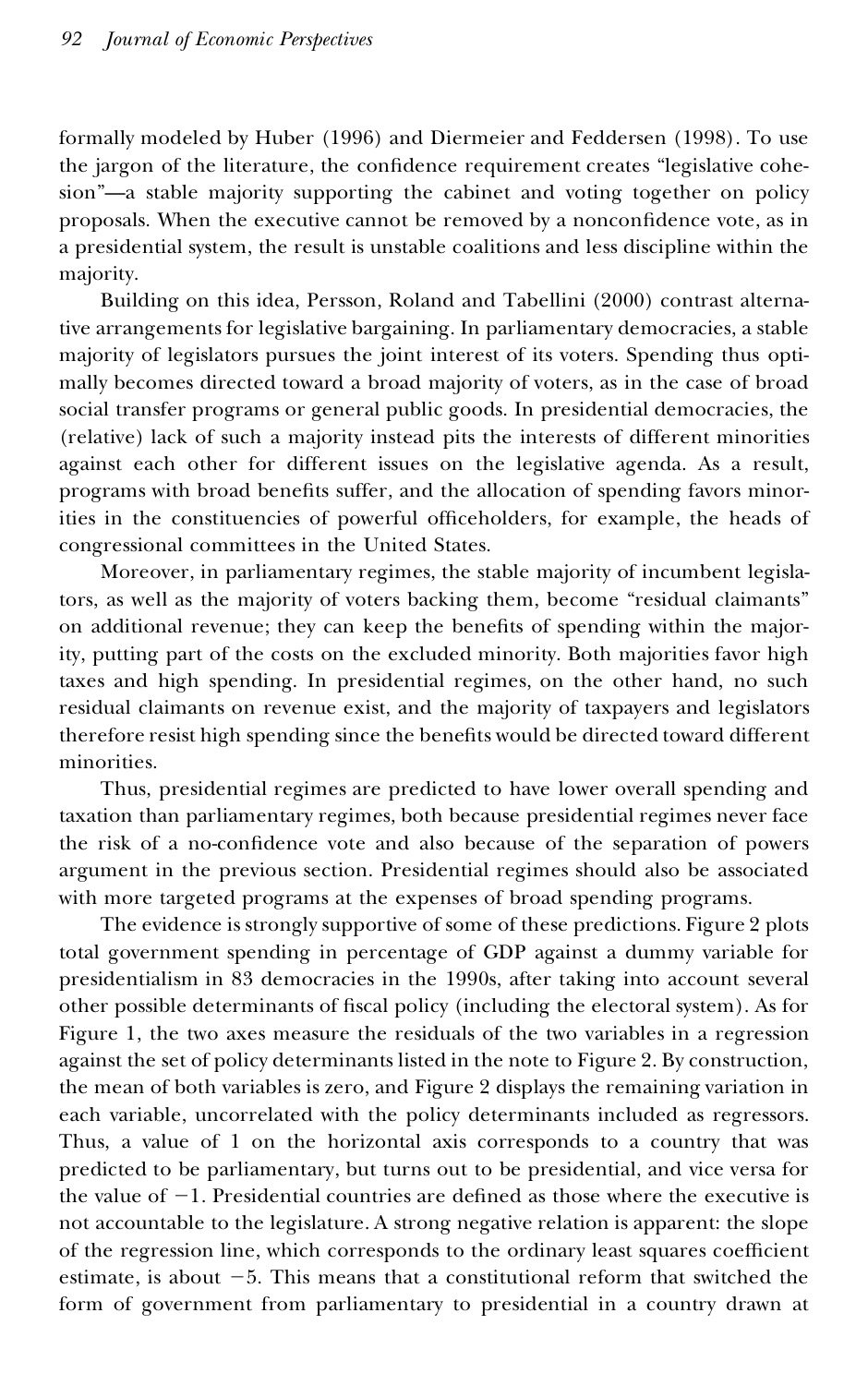formally modeled by Huber (1996) and Diermeier and Feddersen (1998). To use the jargon of the literature, the confidence requirement creates "legislative cohesion"—a stable majority supporting the cabinet and voting together on policy proposals. When the executive cannot be removed by a nonconfidence vote, as in a presidential system, the result is unstable coalitions and less discipline within the majority.

Building on this idea, Persson, Roland and Tabellini (2000) contrast alternative arrangements for legislative bargaining. In parliamentary democracies, a stable majority of legislators pursues the joint interest of its voters. Spending thus optimally becomes directed toward a broad majority of voters, as in the case of broad social transfer programs or general public goods. In presidential democracies, the (relative) lack of such a majority instead pits the interests of different minorities against each other for different issues on the legislative agenda. As a result, programs with broad benefits suffer, and the allocation of spending favors minorities in the constituencies of powerful officeholders, for example, the heads of congressional committees in the United States.

Moreover, in parliamentary regimes, the stable majority of incumbent legislators, as well as the majority of voters backing them, become "residual claimants" on additional revenue; they can keep the benefits of spending within the majority, putting part of the costs on the excluded minority. Both majorities favor high taxes and high spending. In presidential regimes, on the other hand, no such residual claimants on revenue exist, and the majority of taxpayers and legislators therefore resist high spending since the benefits would be directed toward different minorities.

Thus, presidential regimes are predicted to have lower overall spending and taxation than parliamentary regimes, both because presidential regimes never face the risk of a no-confidence vote and also because of the separation of powers argument in the previous section. Presidential regimes should also be associated with more targeted programs at the expenses of broad spending programs.

The evidence is strongly supportive of some of these predictions. Figure 2 plots total government spending in percentage of GDP against a dummy variable for presidentialism in 83 democracies in the 1990s, after taking into account several other possible determinants of fiscal policy (including the electoral system). As for Figure 1, the two axes measure the residuals of the two variables in a regression against the set of policy determinants listed in the note to Figure 2. By construction, the mean of both variables is zero, and Figure 2 displays the remaining variation in each variable, uncorrelated with the policy determinants included as regressors. Thus, a value of 1 on the horizontal axis corresponds to a country that was predicted to be parliamentary, but turns out to be presidential, and vice versa for the value of $-1$. Presidential countries are defined as those where the executive is not accountable to the legislature. A strong negative relation is apparent: the slope of the regression line, which corresponds to the ordinary least squares coefficient estimate, is about $-5$. This means that a constitutional reform that switched the form of government from parliamentary to presidential in a country drawn at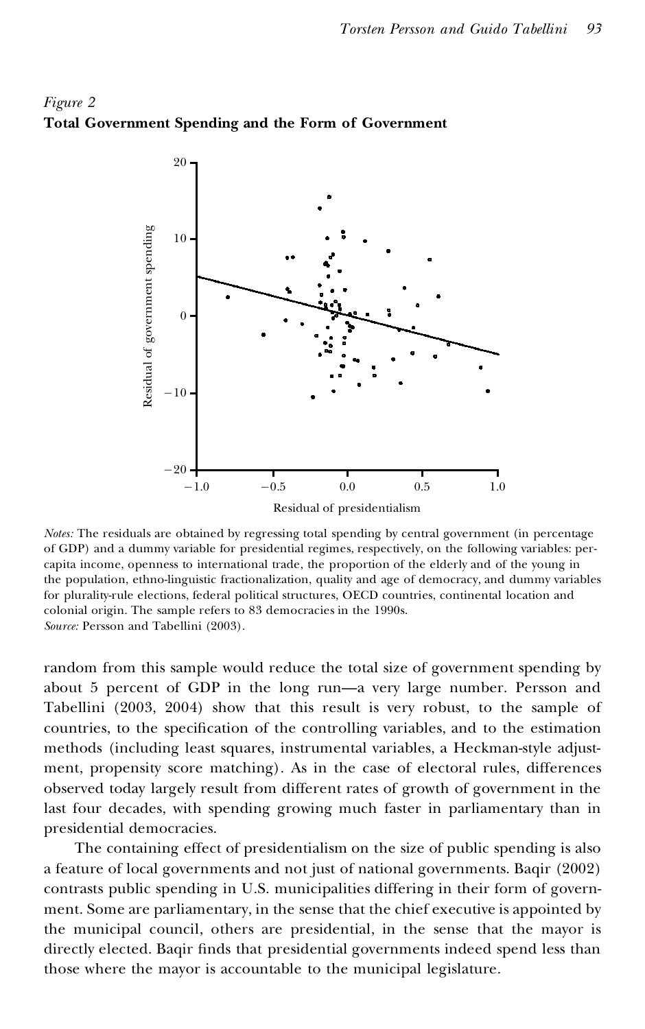*Figure 2*
**Total Government Spending and the Form of Government**

*Notes:* The residuals are obtained by regressing total spending by central government (in percentage of GDP) and a dummy variable for presidential regimes, respectively, on the following variables: per-capita income, openness to international trade, the proportion of the elderly and of the young in the population, ethno-linguistic fractionalization, quality and age of democracy, and dummy variables for plurality-rule elections, federal political structures, OECD countries, continental location and colonial origin. The sample refers to 83 democracies in the 1990s.
*Source:* Persson and Tabellini (2003).

random from this sample would reduce the total size of government spending by about 5 percent of GDP in the long run—a very large number. Persson and Tabellini (2003, 2004) show that this result is very robust, to the sample of countries, to the specification of the controlling variables, and to the estimation methods (including least squares, instrumental variables, a Heckman-style adjustment, propensity score matching). As in the case of electoral rules, differences observed today largely result from different rates of growth of government in the last four decades, with spending growing much faster in parliamentary than in presidential democracies.

The containing effect of presidentialism on the size of public spending is also a feature of local governments and not just of national governments. Baqir (2002) contrasts public spending in U.S. municipalities differing in their form of government. Some are parliamentary, in the sense that the chief executive is appointed by the municipal council, others are presidential, in the sense that the mayor is directly elected. Baqir finds that presidential governments indeed spend less than those where the mayor is accountable to the municipal legislature.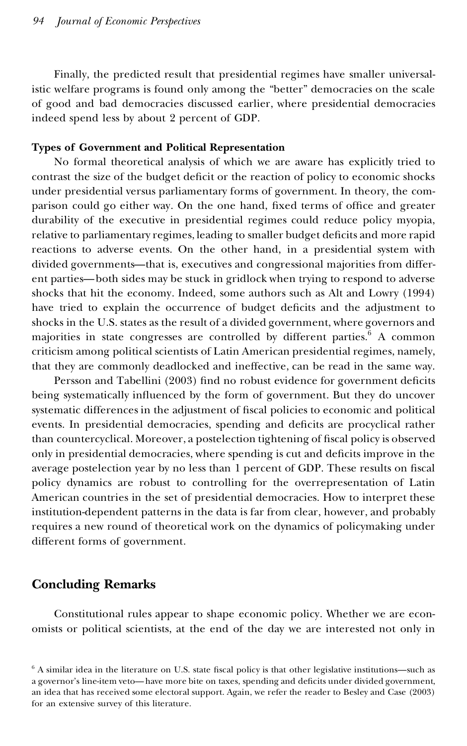Finally, the predicted result that presidential regimes have smaller universalistic welfare programs is found only among the "better" democracies on the scale of good and bad democracies discussed earlier, where presidential democracies indeed spend less by about 2 percent of GDP.

### Types of Government and Political Representation

No formal theoretical analysis of which we are aware has explicitly tried to contrast the size of the budget deficit or the reaction of policy to economic shocks under presidential versus parliamentary forms of government. In theory, the comparison could go either way. On the one hand, fixed terms of office and greater durability of the executive in presidential regimes could reduce policy myopia, relative to parliamentary regimes, leading to smaller budget deficits and more rapid reactions to adverse events. On the other hand, in a presidential system with divided governments—that is, executives and congressional majorities from different parties—both sides may be stuck in gridlock when trying to respond to adverse shocks that hit the economy. Indeed, some authors such as Alt and Lowry (1994) have tried to explain the occurrence of budget deficits and the adjustment to shocks in the U.S. states as the result of a divided government, where governors and majorities in state congresses are controlled by different parties.[6] A common criticism among political scientists of Latin American presidential regimes, namely, that they are commonly deadlocked and ineffective, can be read in the same way.

Persson and Tabellini (2003) find no robust evidence for government deficits being systematically influenced by the form of government. But they do uncover systematic differences in the adjustment of fiscal policies to economic and political events. In presidential democracies, spending and deficits are procyclical rather than countercyclical. Moreover, a postelection tightening of fiscal policy is observed only in presidential democracies, where spending is cut and deficits improve in the average postelection year by no less than 1 percent of GDP. These results on fiscal policy dynamics are robust to controlling for the overrepresentation of Latin American countries in the set of presidential democracies. How to interpret these institution-dependent patterns in the data is far from clear, however, and probably requires a new round of theoretical work on the dynamics of policymaking under different forms of government.

## Concluding Remarks

Constitutional rules appear to shape economic policy. Whether we are economists or political scientists, at the end of the day we are interested not only in

[6] A similar idea in the literature on U.S. state fiscal policy is that other legislative institutions—such as a governor's line-item veto—have more bite on taxes, spending and deficits under divided government, an idea that has received some electoral support. Again, we refer the reader to Besley and Case (2003) for an extensive survey of this literature.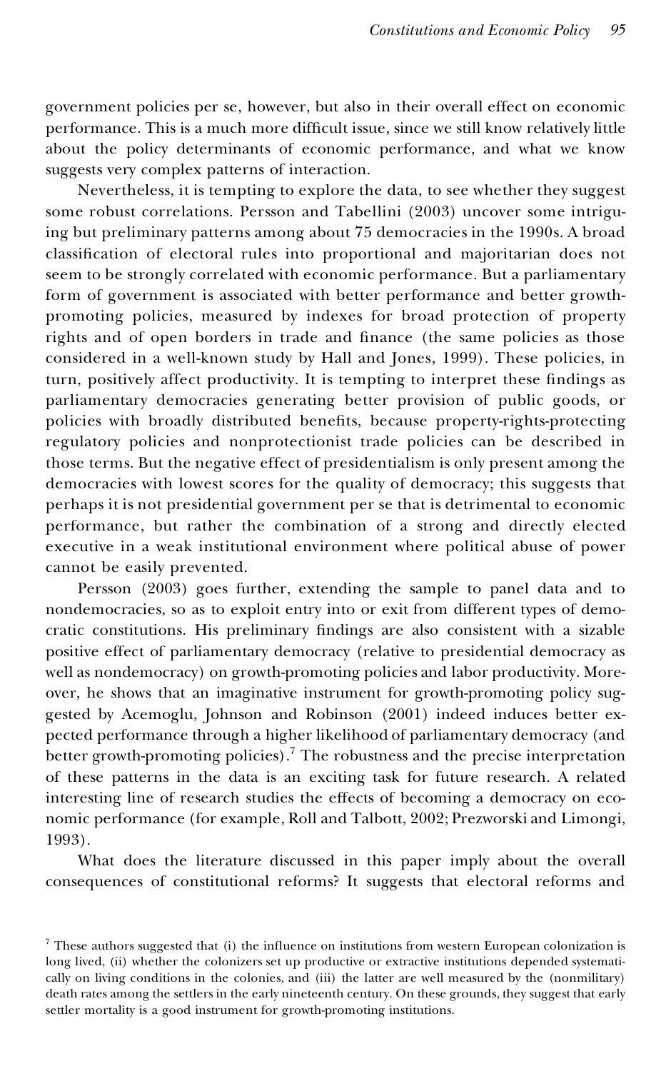government policies per se, however, but also in their overall effect on economic performance. This is a much more difficult issue, since we still know relatively little about the policy determinants of economic performance, and what we know suggests very complex patterns of interaction.

Nevertheless, it is tempting to explore the data, to see whether they suggest some robust correlations. Persson and Tabellini (2003) uncover some intriguing but preliminary patterns among about 75 democracies in the 1990s. A broad classification of electoral rules into proportional and majoritarian does not seem to be strongly correlated with economic performance. But a parliamentary form of government is associated with better performance and better growth-promoting policies, measured by indexes for broad protection of property rights and of open borders in trade and finance (the same policies as those considered in a well-known study by Hall and Jones, 1999). These policies, in turn, positively affect productivity. It is tempting to interpret these findings as parliamentary democracies generating better provision of public goods, or policies with broadly distributed benefits, because property-rights-protecting regulatory policies and nonprotectionist trade policies can be described in those terms. But the negative effect of presidentialism is only present among the democracies with lowest scores for the quality of democracy; this suggests that perhaps it is not presidential government per se that is detrimental to economic performance, but rather the combination of a strong and directly elected executive in a weak institutional environment where political abuse of power cannot be easily prevented.

Persson (2003) goes further, extending the sample to panel data and to nondemocracies, so as to exploit entry into or exit from different types of democratic constitutions. His preliminary findings are also consistent with a sizable positive effect of parliamentary democracy (relative to presidential democracy as well as nondemocracy) on growth-promoting policies and labor productivity. Moreover, he shows that an imaginative instrument for growth-promoting policy suggested by Acemoglu, Johnson and Robinson (2001) indeed induces better expected performance through a higher likelihood of parliamentary democracy (and better growth-promoting policies).[7] The robustness and the precise interpretation of these patterns in the data is an exciting task for future research. A related interesting line of research studies the effects of becoming a democracy on economic performance (for example, Roll and Talbott, 2002; Prezworski and Limongi, 1993).

What does the literature discussed in this paper imply about the overall consequences of constitutional reforms? It suggests that electoral reforms and

[7] These authors suggested that (i) the influence on institutions from western European colonization is long lived, (ii) whether the colonizers set up productive or extractive institutions depended systematically on living conditions in the colonies, and (iii) the latter are well measured by the (nonmilitary) death rates among the settlers in the early nineteenth century. On these grounds, they suggest that early settler mortality is a good instrument for growth-promoting institutions.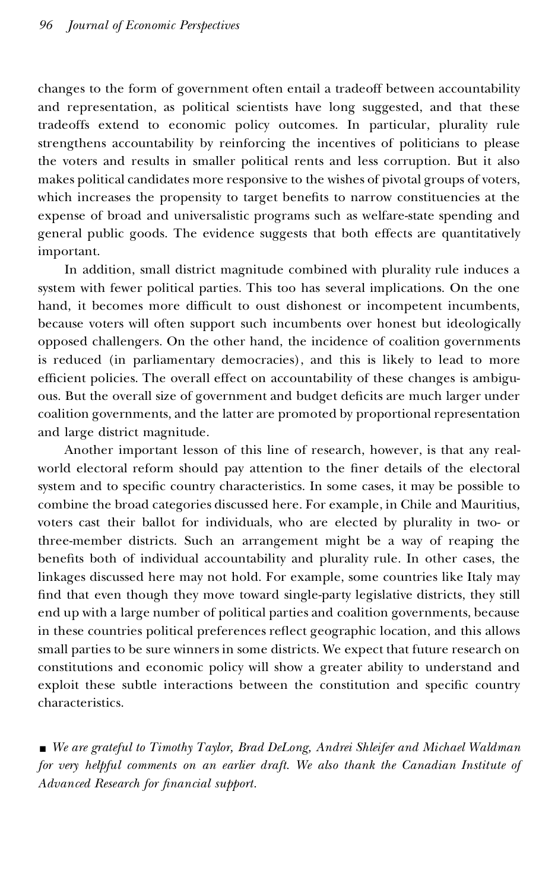changes to the form of government often entail a tradeoff between accountability and representation, as political scientists have long suggested, and that these tradeoffs extend to economic policy outcomes. In particular, plurality rule strengthens accountability by reinforcing the incentives of politicians to please the voters and results in smaller political rents and less corruption. But it also makes political candidates more responsive to the wishes of pivotal groups of voters, which increases the propensity to target benefits to narrow constituencies at the expense of broad and universalistic programs such as welfare-state spending and general public goods. The evidence suggests that both effects are quantitatively important.

In addition, small district magnitude combined with plurality rule induces a system with fewer political parties. This too has several implications. On the one hand, it becomes more difficult to oust dishonest or incompetent incumbents, because voters will often support such incumbents over honest but ideologically opposed challengers. On the other hand, the incidence of coalition governments is reduced (in parliamentary democracies), and this is likely to lead to more efficient policies. The overall effect on accountability of these changes is ambiguous. But the overall size of government and budget deficits are much larger under coalition governments, and the latter are promoted by proportional representation and large district magnitude.

Another important lesson of this line of research, however, is that any real-world electoral reform should pay attention to the finer details of the electoral system and to specific country characteristics. In some cases, it may be possible to combine the broad categories discussed here. For example, in Chile and Mauritius, voters cast their ballot for individuals, who are elected by plurality in two- or three-member districts. Such an arrangement might be a way of reaping the benefits both of individual accountability and plurality rule. In other cases, the linkages discussed here may not hold. For example, some countries like Italy may find that even though they move toward single-party legislative districts, they still end up with a large number of political parties and coalition governments, because in these countries political preferences reflect geographic location, and this allows small parties to be sure winners in some districts. We expect that future research on constitutions and economic policy will show a greater ability to understand and exploit these subtle interactions between the constitution and specific country characteristics.

■ *We are grateful to Timothy Taylor, Brad DeLong, Andrei Shleifer and Michael Waldman for very helpful comments on an earlier draft. We also thank the Canadian Institute of Advanced Research for financial support.*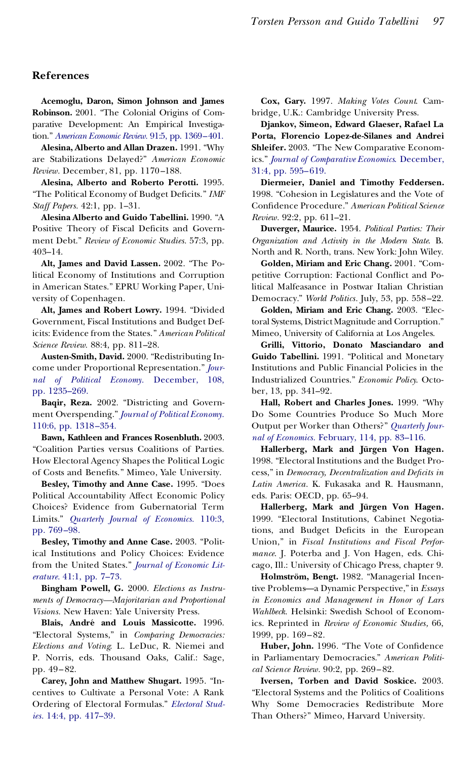## References

**Acemoglu, Daron, Simon Johnson and James Robinson.** 2001. "The Colonial Origins of Comparative Development: An Empirical Investigation." *American Economic Review.* 91:5, pp. 1369–401.

**Alesina, Alberto and Allan Drazen.** 1991. "Why are Stabilizations Delayed?" *American Economic Review.* December, 81, pp. 1170–188.

**Alesina, Alberto and Roberto Perotti.** 1995. "The Political Economy of Budget Deficits." *IMF Staff Papers.* 42:1, pp. 1–31.

**Alesina Alberto and Guido Tabellini.** 1990. "A Positive Theory of Fiscal Deficits and Government Debt." *Review of Economic Studies.* 57:3, pp. 403–14.

**Alt, James and David Lassen.** 2002. "The Political Economy of Institutions and Corruption in American States." EPRU Working Paper, University of Copenhagen.

**Alt, James and Robert Lowry.** 1994. "Divided Government, Fiscal Institutions and Budget Deficits: Evidence from the States." *American Political Science Review.* 88:4, pp. 811–28.

**Austen-Smith, David.** 2000. "Redistributing Income under Proportional Representation." *Journal of Political Economy.* December, 108, pp. 1235–269.

**Baqir, Reza.** 2002. "Districting and Government Overspending." *Journal of Political Economy.* 110:6, pp. 1318–354.

**Bawn, Kathleen and Frances Rosenbluth.** 2003. "Coalition Parties versus Coalitions of Parties. How Electoral Agency Shapes the Political Logic of Costs and Benefits." Mimeo, Yale University.

**Besley, Timothy and Anne Case.** 1995. "Does Political Accountability Affect Economic Policy Choices? Evidence from Gubernatorial Term Limits." *Quarterly Journal of Economics.* 110:3, pp. 769–98.

**Besley, Timothy and Anne Case.** 2003. "Political Institutions and Policy Choices: Evidence from the United States." *Journal of Economic Literature.* 41:1, pp. 7–73.

**Bingham Powell, G.** 2000. *Elections as Instruments of Democracy—Majoritarian and Proportional Visions.* New Haven: Yale University Press.

**Blais, André and Louis Massicotte.** 1996. "Electoral Systems," in *Comparing Democracies: Elections and Voting*. L. LeDuc, R. Niemei and P. Norris, eds. Thousand Oaks, Calif.: Sage, pp. 49–82.

**Carey, John and Matthew Shugart.** 1995. "Incentives to Cultivate a Personal Vote: A Rank Ordering of Electoral Formulas." *Electoral Studies.* 14:4, pp. 417–39.

**Cox, Gary.** 1997. *Making Votes Count*. Cambridge, U.K.: Cambridge University Press.

**Djankov, Simeon, Edward Glaeser, Rafael La Porta, Florencio Lopez-de-Silanes and Andrei Shleifer.** 2003. "The New Comparative Economics." *Journal of Comparative Economics*. December, 31:4, pp. 595–619.

**Diermeier, Daniel and Timothy Feddersen.** 1998. "Cohesion in Legislatures and the Vote of Confidence Procedure." *American Political Science Review.* 92:2, pp. 611–21.

**Duverger, Maurice.** 1954. *Political Parties: Their Organization and Activity in the Modern State.* B. North and R. North, trans. New York: John Wiley.

**Golden, Miriam and Eric Chang.** 2001. "Competitive Corruption: Factional Conflict and Political Malfeasance in Postwar Italian Christian Democracy." *World Politics.* July, 53, pp. 558–22.

**Golden, Miriam and Eric Chang.** 2003. "Electoral Systems, District Magnitude and Corruption." Mimeo, University of California at Los Angeles.

**Grilli, Vittorio, Donato Masciandaro and Guido Tabellini.** 1991. "Political and Monetary Institutions and Public Financial Policies in the Industrialized Countries." *Economic Policy*. October, 13, pp. 341–92.

**Hall, Robert and Charles Jones.** 1999. "Why Do Some Countries Produce So Much More Output per Worker than Others?" *Quarterly Journal of Economics.* February, 114, pp. 83–116.

**Hallerberg, Mark and Jürgen Von Hagen.** 1998. "Electoral Institutions and the Budget Process," in *Democracy, Decentralization and Deficits in Latin America.* K. Fukasaka and R. Hausmann, eds. Paris: OECD, pp. 65–94.

**Hallerberg, Mark and Jürgen Von Hagen.** 1999. "Electoral Institutions, Cabinet Negotiations, and Budget Deficits in the European Union," in *Fiscal Institutions and Fiscal Performance.* J. Poterba and J. Von Hagen, eds. Chicago, Ill.: University of Chicago Press, chapter 9.

**Holmström, Bengt.** 1982. "Managerial Incentive Problems—a Dynamic Perspective," in *Essays in Economics and Management in Honor of Lars Wahlbeck.* Helsinki: Swedish School of Economics. Reprinted in *Review of Economic Studies,* 66, 1999, pp. 169–82.

**Huber, John.** 1996. "The Vote of Confidence in Parliamentary Democracies." *American Political Science Review.* 90:2, pp. 269–82.

**Iversen, Torben and David Soskice.** 2003. "Electoral Systems and the Politics of Coalitions Why Some Democracies Redistribute More Than Others?" Mimeo, Harvard University.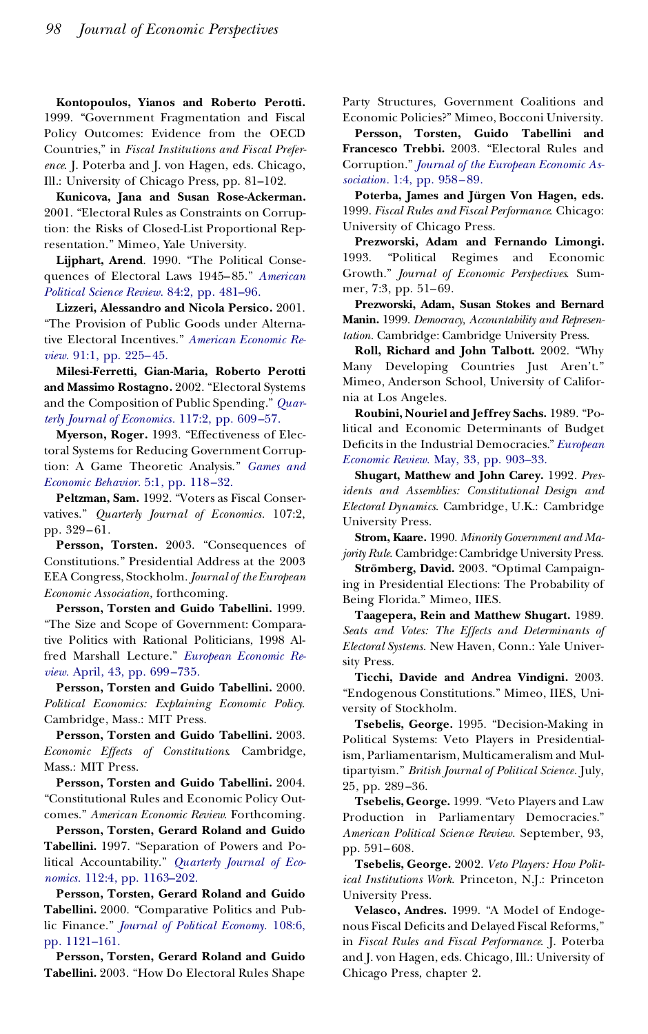**Kontopoulos, Yianos and Roberto Perotti.** 1999. "Government Fragmentation and Fiscal Policy Outcomes: Evidence from the OECD Countries," in *Fiscal Institutions and Fiscal Preference*. J. Poterba and J. von Hagen, eds. Chicago, Ill.: University of Chicago Press, pp. 81–102.

**Kunicova, Jana and Susan Rose-Ackerman.** 2001. "Electoral Rules as Constraints on Corruption: the Risks of Closed-List Proportional Representation." Mimeo, Yale University.

**Lijphart, Arend.** 1990. "The Political Consequences of Electoral Laws 1945–85." *American Political Science Review*. 84:2, pp. 481–96.

**Lizzeri, Alessandro and Nicola Persico.** 2001. "The Provision of Public Goods under Alternative Electoral Incentives." *American Economic Review*. 91:1, pp. 225–45.

**Milesi-Ferretti, Gian-Maria, Roberto Perotti and Massimo Rostagno.** 2002. "Electoral Systems and the Composition of Public Spending." *Quarterly Journal of Economics*. 117:2, pp. 609–57.

**Myerson, Roger.** 1993. "Effectiveness of Electoral Systems for Reducing Government Corruption: A Game Theoretic Analysis." *Games and Economic Behavior*. 5:1, pp. 118–32.

**Peltzman, Sam.** 1992. "Voters as Fiscal Conservatives." *Quarterly Journal of Economics*. 107:2, pp. 329–61.

**Persson, Torsten.** 2003. "Consequences of Constitutions." Presidential Address at the 2003 EEA Congress, Stockholm. *Journal of the European Economic Association*, forthcoming.

**Persson, Torsten and Guido Tabellini.** 1999. "The Size and Scope of Government: Comparative Politics with Rational Politicians, 1998 Alfred Marshall Lecture." *European Economic Review*. April, 43, pp. 699–735.

**Persson, Torsten and Guido Tabellini.** 2000. *Political Economics: Explaining Economic Policy*. Cambridge, Mass.: MIT Press.

**Persson, Torsten and Guido Tabellini.** 2003. *Economic Effects of Constitutions*. Cambridge, Mass.: MIT Press.

**Persson, Torsten and Guido Tabellini.** 2004. "Constitutional Rules and Economic Policy Outcomes." *American Economic Review*. Forthcoming.

**Persson, Torsten, Gerard Roland and Guido Tabellini.** 1997. "Separation of Powers and Political Accountability." *Quarterly Journal of Economics*. 112:4, pp. 1163–202.

**Persson, Torsten, Gerard Roland and Guido Tabellini.** 2000. "Comparative Politics and Public Finance." *Journal of Political Economy*. 108:6, pp. 1121–161.

**Persson, Torsten, Gerard Roland and Guido Tabellini.** 2003. "How Do Electoral Rules Shape Party Structures, Government Coalitions and Economic Policies?" Mimeo, Bocconi University.

**Persson, Torsten, Guido Tabellini and Francesco Trebbi.** 2003. "Electoral Rules and Corruption." *Journal of the European Economic Association*. 1:4, pp. 958–89.

**Poterba, James and Jürgen Von Hagen, eds.** 1999. *Fiscal Rules and Fiscal Performance*. Chicago: University of Chicago Press.

**Prezworski, Adam and Fernando Limongi.** 1993. "Political Regimes and Economic Growth." *Journal of Economic Perspectives*. Summer, 7:3, pp. 51–69.

**Prezworski, Adam, Susan Stokes and Bernard Manin.** 1999. *Democracy, Accountability and Representation*. Cambridge: Cambridge University Press.

**Roll, Richard and John Talbott.** 2002. "Why Many Developing Countries Just Aren't." Mimeo, Anderson School, University of California at Los Angeles.

**Roubini, Nouriel and Jeffrey Sachs.** 1989. "Political and Economic Determinants of Budget Deficits in the Industrial Democracies." *European Economic Review*. May, 33, pp. 903–33.

**Shugart, Matthew and John Carey.** 1992. *Presidents and Assemblies: Constitutional Design and Electoral Dynamics*. Cambridge, U.K.: Cambridge University Press.

**Strom, Kaare.** 1990. *Minority Government and Majority Rule*. Cambridge: Cambridge University Press.

**Strömberg, David.** 2003. "Optimal Campaigning in Presidential Elections: The Probability of Being Florida." Mimeo, IIES.

**Taagepera, Rein and Matthew Shugart.** 1989. *Seats and Votes: The Effects and Determinants of Electoral Systems*. New Haven, Conn.: Yale University Press.

**Ticchi, Davide and Andrea Vindigni.** 2003. "Endogenous Constitutions." Mimeo, IIES, University of Stockholm.

**Tsebelis, George.** 1995. "Decision-Making in Political Systems: Veto Players in Presidentialism, Parliamentarism, Multicameralism and Multipartyism." *British Journal of Political Science*. July, 25, pp. 289–36.

**Tsebelis, George.** 1999. "Veto Players and Law Production in Parliamentary Democracies." *American Political Science Review*. September, 93, pp. 591–608.

**Tsebelis, George.** 2002. *Veto Players: How Political Institutions Work*. Princeton, N.J.: Princeton University Press.

**Velasco, Andres.** 1999. "A Model of Endogenous Fiscal Deficits and Delayed Fiscal Reforms," in *Fiscal Rules and Fiscal Performance*. J. Poterba and J. von Hagen, eds. Chicago, Ill.: University of Chicago Press, chapter 2.